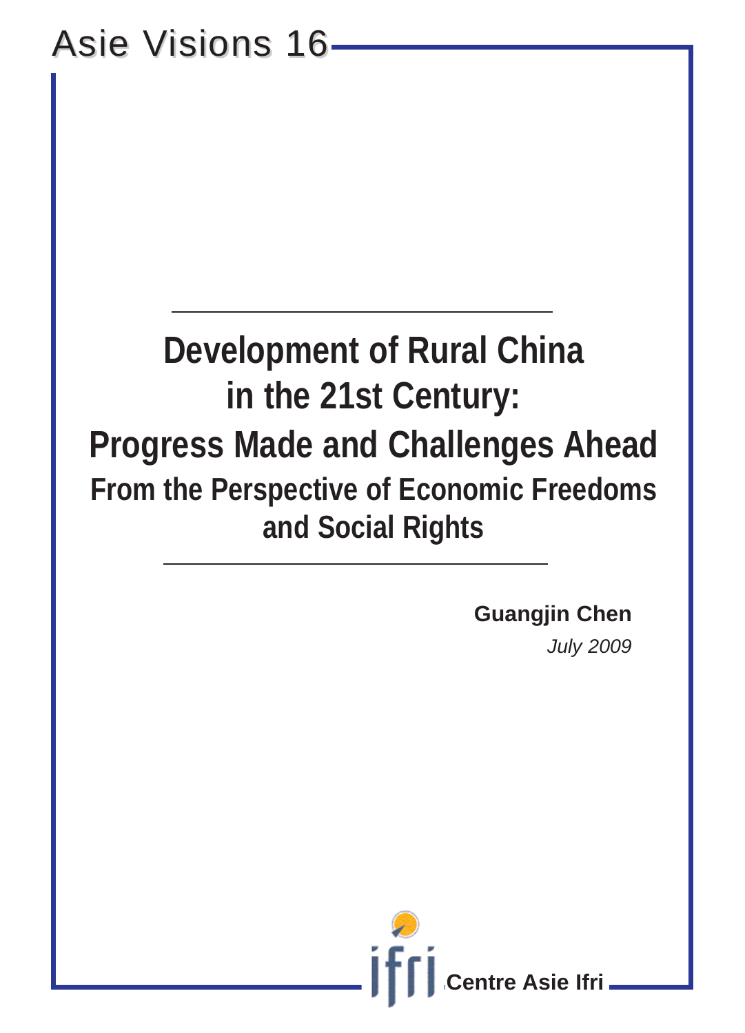Asie Visions 16

# Development of Rural China in the 21st Century: Progress Made and Challenges Ahead

## From the Perspective of Economic Freedoms and Social Rights

**Guangjin Chen**

*July 2009*

**Centre Asie Ifri**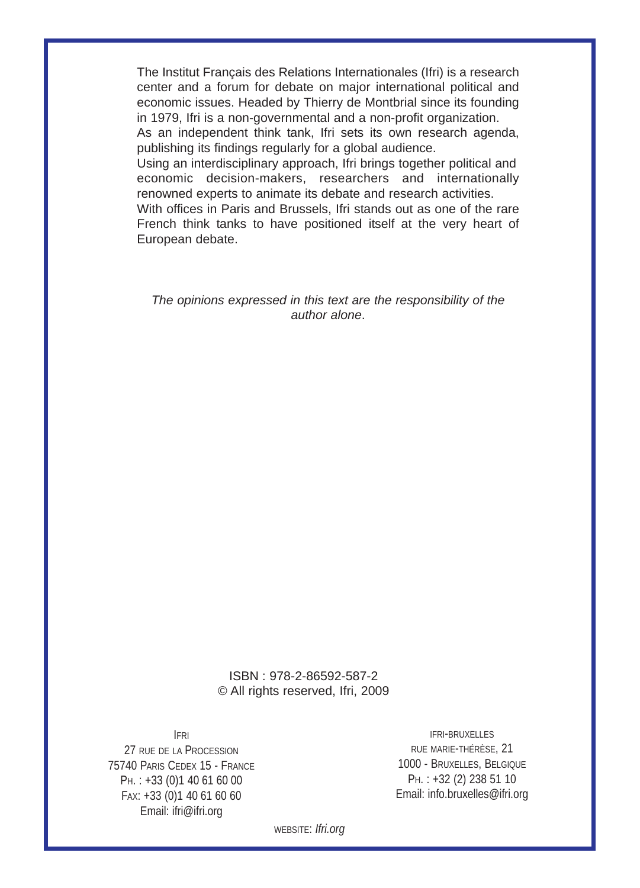The Institut Français des Relations Internationales (Ifri) is a research center and a forum for debate on major international political and economic issues. Headed by Thierry de Montbrial since its founding in 1979, Ifri is a non-governmental and a non-profit organization.

As an independent think tank, Ifri sets its own research agenda, publishing its findings regularly for a global audience.

Using an interdisciplinary approach, Ifri brings together political and economic decision-makers, researchers and internationally renowned experts to animate its debate and research activities.

With offices in Paris and Brussels, Ifri stands out as one of the rare French think tanks to have positioned itself at the very heart of European debate.

*The opinions expressed in this text are the responsibility of the author alone*.

ISBN : 978-2-86592-587-2
© All rights reserved, Ifri, 2009

IFRI
27 RUE DE LA PROCESSION
75740 PARIS CEDEX 15 - FRANCE
PH. : +33 (0)1 40 61 60 00
FAX: +33 (0)1 40 61 60 60
Email: ifri@ifri.org

IFRI-BRUXELLES
RUE MARIE-THÉRÈSE, 21
1000 - BRUXELLES, BELGIQUE
PH. : +32 (2) 238 51 10
Email: info.bruxelles@ifri.org

WEBSITE: *Ifri.org*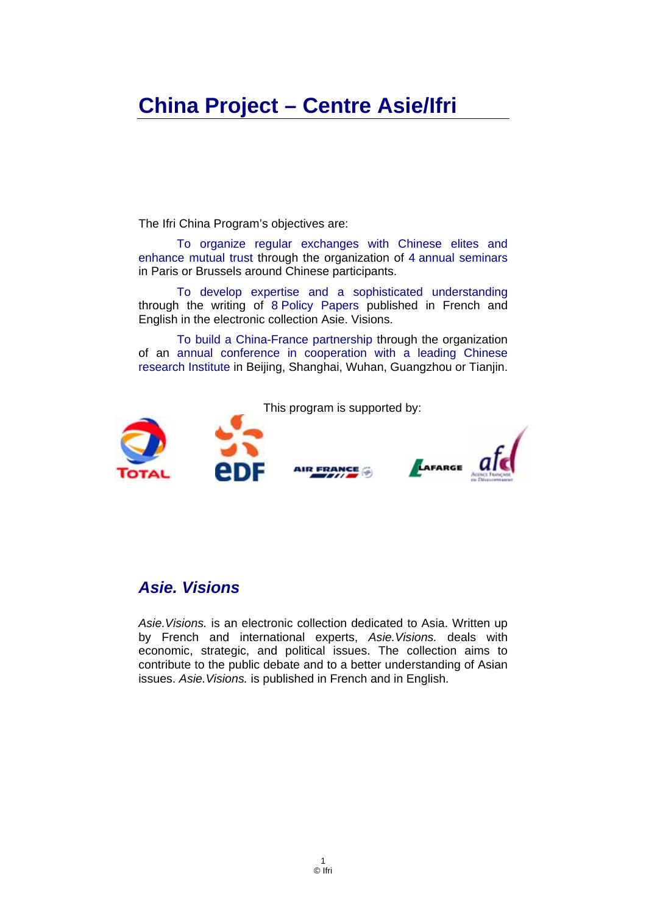# China Project – Centre Asie/Ifri

The Ifri China Program's objectives are:

To organize regular exchanges with Chinese elites and enhance mutual trust through the organization of 4 annual seminars in Paris or Brussels around Chinese participants.

To develop expertise and a sophisticated understanding through the writing of 8 Policy Papers published in French and English in the electronic collection Asie. Visions.

To build a China-France partnership through the organization of an annual conference in cooperation with a leading Chinese research Institute in Beijing, Shanghai, Wuhan, Guangzhou or Tianjin.

This program is supported by:

TOTAL EDF AIR FRANCE LAFARGE afd Agence Française de Développement

## *Asie. Visions*

*Asie.Visions.* is an electronic collection dedicated to Asia. Written up by French and international experts, *Asie.Visions.* deals with economic, strategic, and political issues. The collection aims to contribute to the public debate and to a better understanding of Asian issues. *Asie.Visions.* is published in French and in English.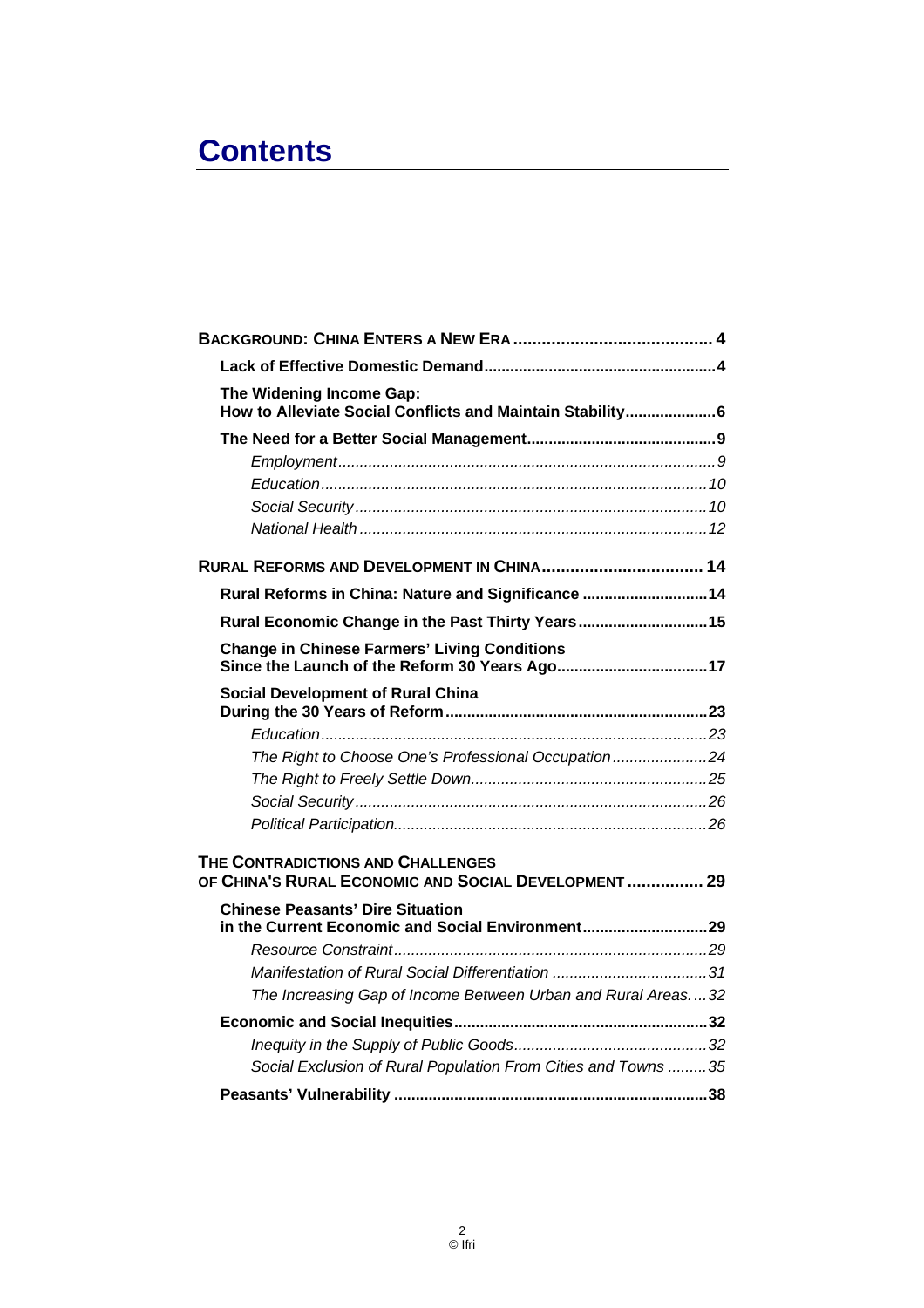# Contents

- **BACKGROUND: CHINA ENTERS A NEW ERA ... 4**
  - **Lack of Effective Domestic Demand ... 4**
  - **The Widening Income Gap: How to Alleviate Social Conflicts and Maintain Stability ... 6**
  - **The Need for a Better Social Management ... 9**
    - *Employment ... 9*
    - *Education ... 10*
    - *Social Security ... 10*
    - *National Health ... 12*
- **RURAL REFORMS AND DEVELOPMENT IN CHINA ... 14**
  - **Rural Reforms in China: Nature and Significance ... 14**
  - **Rural Economic Change in the Past Thirty Years ... 15**
  - **Change in Chinese Farmers' Living Conditions Since the Launch of the Reform 30 Years Ago ... 17**
  - **Social Development of Rural China During the 30 Years of Reform ... 23**
    - *Education ... 23*
    - *The Right to Choose One's Professional Occupation ... 24*
    - *The Right to Freely Settle Down ... 25*
    - *Social Security ... 26*
    - *Political Participation ... 26*
- **THE CONTRADICTIONS AND CHALLENGES OF CHINA'S RURAL ECONOMIC AND SOCIAL DEVELOPMENT ... 29**
  - **Chinese Peasants' Dire Situation in the Current Economic and Social Environment ... 29**
    - *Resource Constraint ... 29*
    - *Manifestation of Rural Social Differentiation ... 31*
    - *The Increasing Gap of Income Between Urban and Rural Areas ... 32*
  - **Economic and Social Inequities ... 32**
    - *Inequity in the Supply of Public Goods ... 32*
    - *Social Exclusion of Rural Population From Cities and Towns ... 35*
  - **Peasants' Vulnerability ... 38**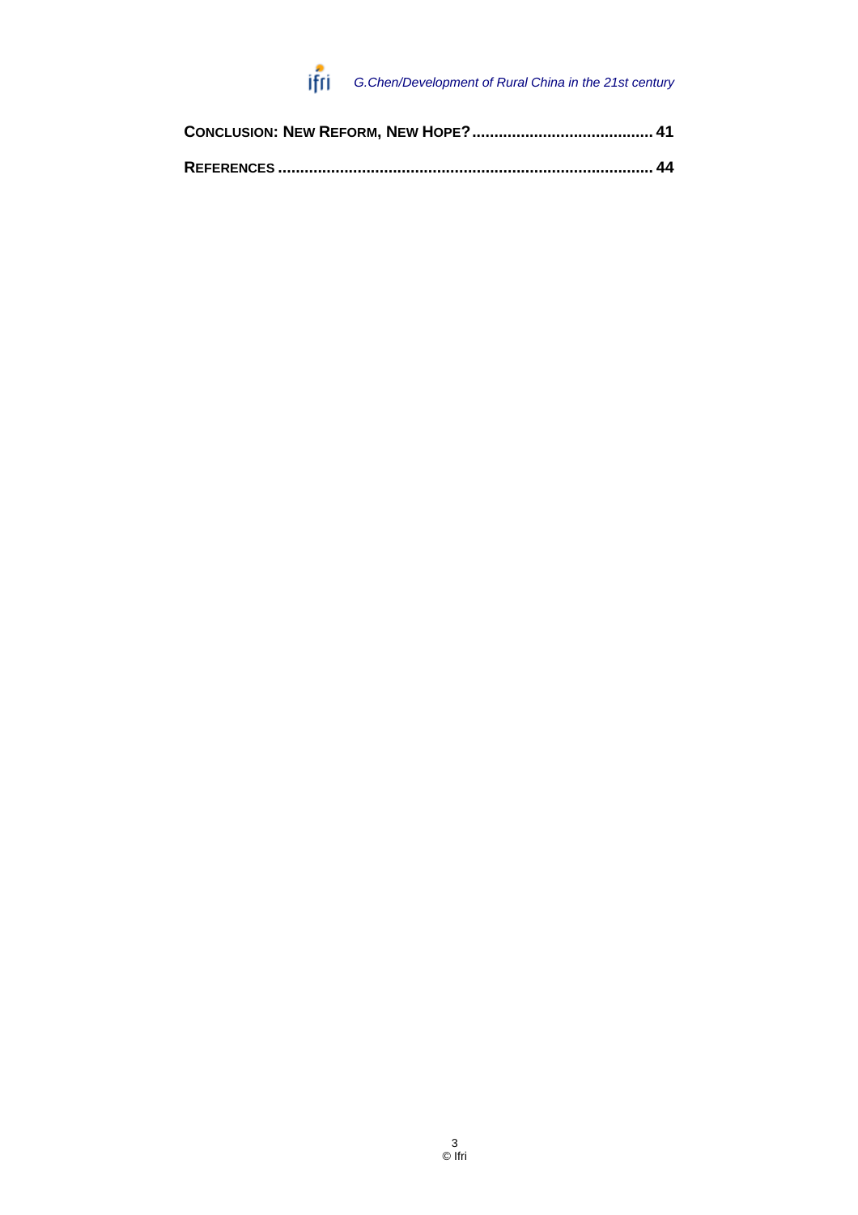**CONCLUSION: NEW REFORM, NEW HOPE? ......................................... 41**

**REFERENCES .................................................................................... 44**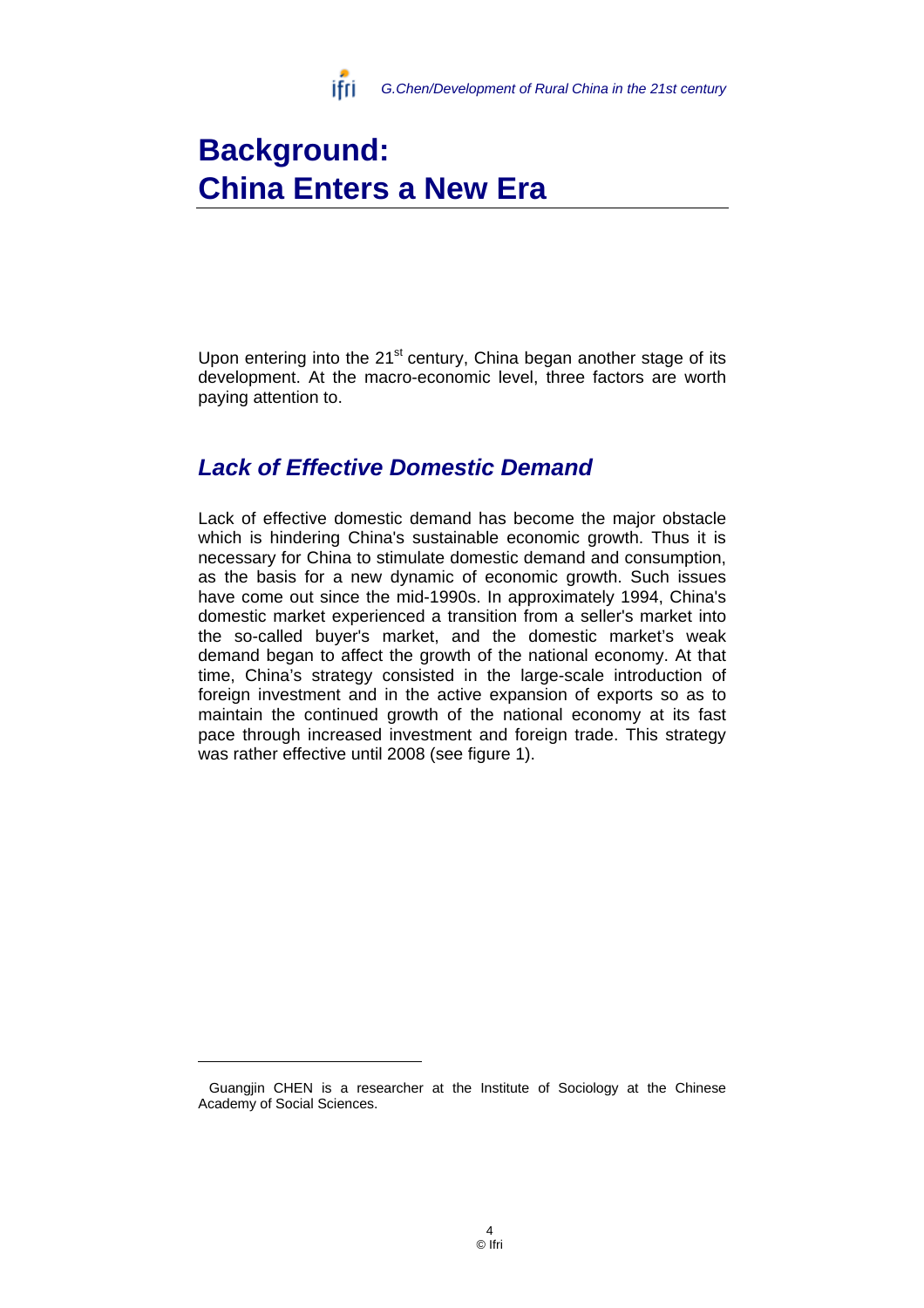# Background:
# China Enters a New Era

Upon entering into the 21st century, China began another stage of its development. At the macro-economic level, three factors are worth paying attention to.

## *Lack of Effective Domestic Demand*

Lack of effective domestic demand has become the major obstacle which is hindering China's sustainable economic growth. Thus it is necessary for China to stimulate domestic demand and consumption, as the basis for a new dynamic of economic growth. Such issues have come out since the mid-1990s. In approximately 1994, China's domestic market experienced a transition from a seller's market into the so-called buyer's market, and the domestic market's weak demand began to affect the growth of the national economy. At that time, China's strategy consisted in the large-scale introduction of foreign investment and in the active expansion of exports so as to maintain the continued growth of the national economy at its fast pace through increased investment and foreign trade. This strategy was rather effective until 2008 (see figure 1).

---

Guangjin CHEN is a researcher at the Institute of Sociology at the Chinese Academy of Social Sciences.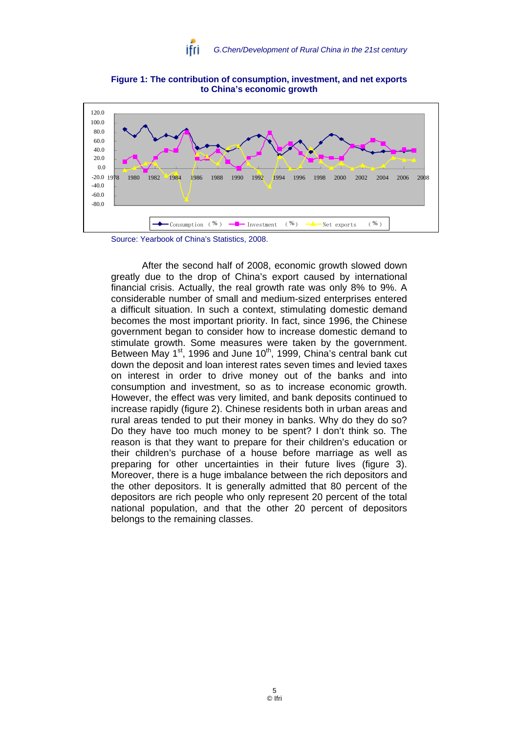**Figure 1: The contribution of consumption, investment, and net exports to China's economic growth**

Source: Yearbook of China's Statistics, 2008.

After the second half of 2008, economic growth slowed down greatly due to the drop of China's export caused by international financial crisis. Actually, the real growth rate was only 8% to 9%. A considerable number of small and medium-sized enterprises entered a difficult situation. In such a context, stimulating domestic demand becomes the most important priority. In fact, since 1996, the Chinese government began to consider how to increase domestic demand to stimulate growth. Some measures were taken by the government. Between May 1st, 1996 and June 10th, 1999, China's central bank cut down the deposit and loan interest rates seven times and levied taxes on interest in order to drive money out of the banks and into consumption and investment, so as to increase economic growth. However, the effect was very limited, and bank deposits continued to increase rapidly (figure 2). Chinese residents both in urban areas and rural areas tended to put their money in banks. Why do they do so? Do they have too much money to be spent? I don't think so. The reason is that they want to prepare for their children's education or their children's purchase of a house before marriage as well as preparing for other uncertainties in their future lives (figure 3). Moreover, there is a huge imbalance between the rich depositors and the other depositors. It is generally admitted that 80 percent of the depositors are rich people who only represent 20 percent of the total national population, and that the other 20 percent of depositors belongs to the remaining classes.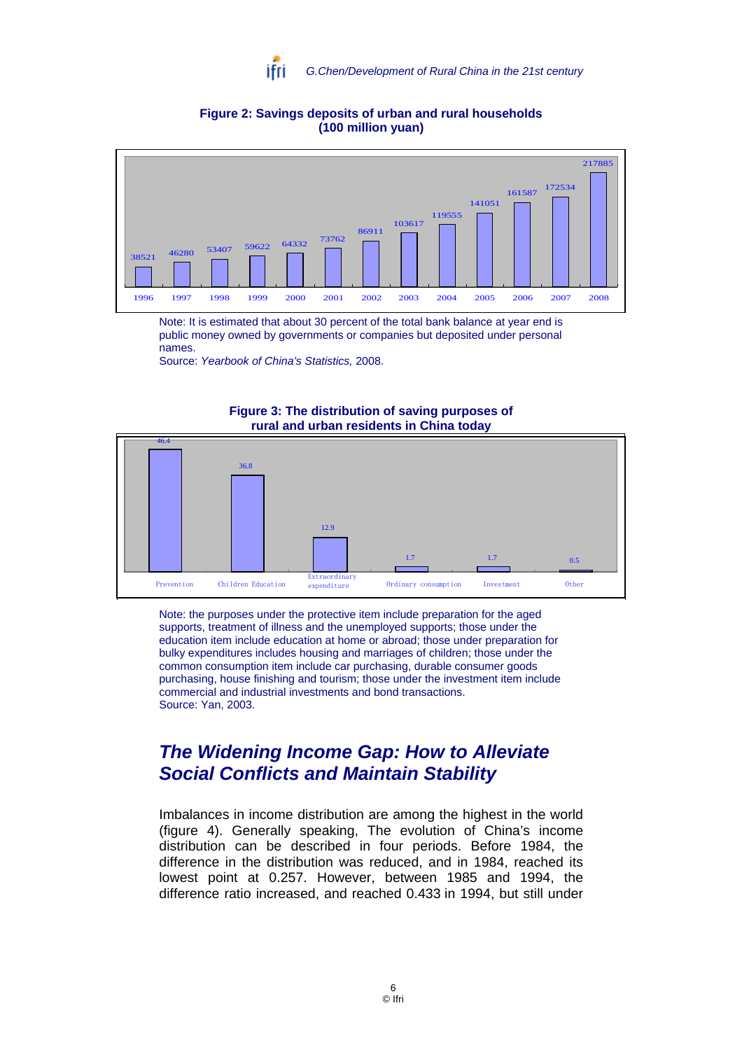**Figure 2: Savings deposits of urban and rural households (100 million yuan)**

| Year | Savings deposits |
|---|---|
| 1996 | 38521 |
| 1997 | 46280 |
| 1998 | 53407 |
| 1999 | 59622 |
| 2000 | 64332 |
| 2001 | 73762 |
| 2002 | 86911 |
| 2003 | 103617 |
| 2004 | 119555 |
| 2005 | 141051 |
| 2006 | 161587 |
| 2007 | 172534 |
| 2008 | 217885 |

Note: It is estimated that about 30 percent of the total bank balance at year end is public money owned by governments or companies but deposited under personal names.

Source: *Yearbook of China's Statistics*, 2008.

**Figure 3: The distribution of saving purposes of rural and urban residents in China today**

| Purpose | Share |
|---|---|
| Prevention | 46.4 |
| Children Education | 36.8 |
| Extraordinary expenditure | 12.9 |
| Ordinary consumption | 1.7 |
| Investment | 1.7 |
| Other | 0.5 |

Note: the purposes under the protective item include preparation for the aged supports, treatment of illness and the unemployed supports; those under the education item include education at home or abroad; those under preparation for bulky expenditures includes housing and marriages of children; those under the common consumption item include car purchasing, durable consumer goods purchasing, house finishing and tourism; those under the investment item include commercial and industrial investments and bond transactions.

Source: Yan, 2003.

## *The Widening Income Gap: How to Alleviate Social Conflicts and Maintain Stability*

Imbalances in income distribution are among the highest in the world (figure 4). Generally speaking, The evolution of China's income distribution can be described in four periods. Before 1984, the difference in the distribution was reduced, and in 1984, reached its lowest point at 0.257. However, between 1985 and 1994, the difference ratio increased, and reached 0.433 in 1994, but still under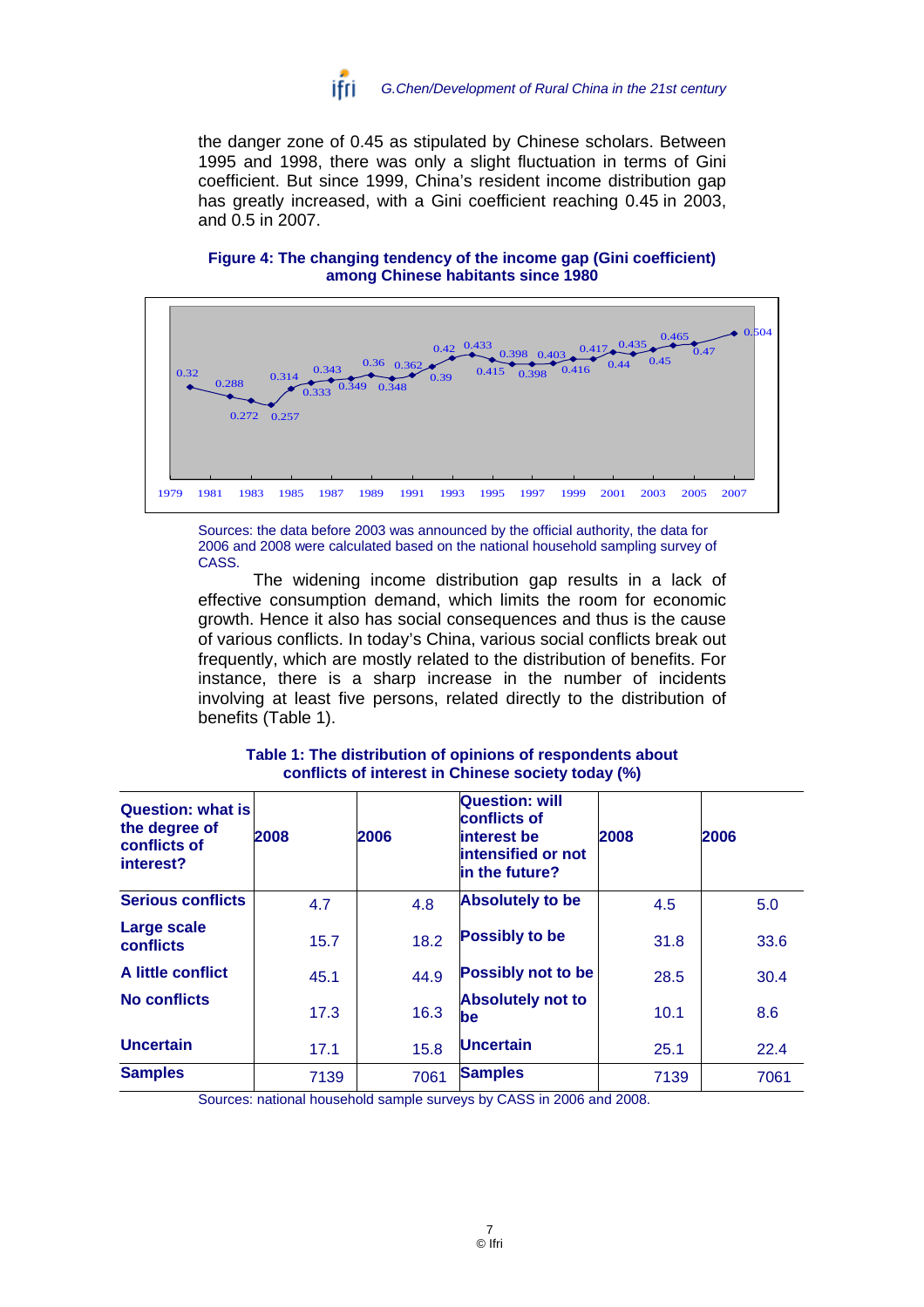the danger zone of 0.45 as stipulated by Chinese scholars. Between 1995 and 1998, there was only a slight fluctuation in terms of Gini coefficient. But since 1999, China's resident income distribution gap has greatly increased, with a Gini coefficient reaching 0.45 in 2003, and 0.5 in 2007.

**Figure 4: The changing tendency of the income gap (Gini coefficient) among Chinese habitants since 1980**

Sources: the data before 2003 was announced by the official authority, the data for 2006 and 2008 were calculated based on the national household sampling survey of CASS.

The widening income distribution gap results in a lack of effective consumption demand, which limits the room for economic growth. Hence it also has social consequences and thus is the cause of various conflicts. In today's China, various social conflicts break out frequently, which are mostly related to the distribution of benefits. For instance, there is a sharp increase in the number of incidents involving at least five persons, related directly to the distribution of benefits (Table 1).

**Table 1: The distribution of opinions of respondents about conflicts of interest in Chinese society today (%)**

| Question: what is the degree of conflicts of interest? | 2008 | 2006 | Question: will conflicts of interest be intensified or not in the future? | 2008 | 2006 |
|---|---|---|---|---|---|
| Serious conflicts | 4.7 | 4.8 | Absolutely to be | 4.5 | 5.0 |
| Large scale conflicts | 15.7 | 18.2 | Possibly to be | 31.8 | 33.6 |
| A little conflict | 45.1 | 44.9 | Possibly not to be | 28.5 | 30.4 |
| No conflicts | 17.3 | 16.3 | Absolutely not to be | 10.1 | 8.6 |
| Uncertain | 17.1 | 15.8 | Uncertain | 25.1 | 22.4 |
| Samples | 7139 | 7061 | Samples | 7139 | 7061 |

Sources: national household sample surveys by CASS in 2006 and 2008.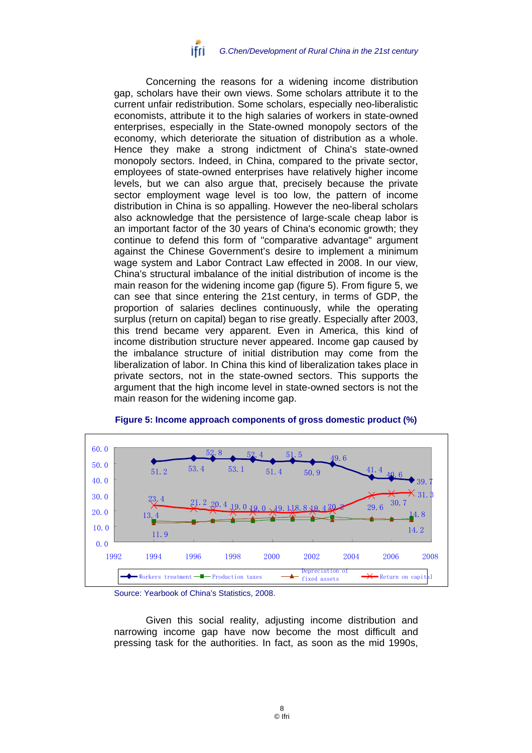Concerning the reasons for a widening income distribution gap, scholars have their own views. Some scholars attribute it to the current unfair redistribution. Some scholars, especially neo-liberalistic economists, attribute it to the high salaries of workers in state-owned enterprises, especially in the State-owned monopoly sectors of the economy, which deteriorate the situation of distribution as a whole. Hence they make a strong indictment of China's state-owned monopoly sectors. Indeed, in China, compared to the private sector, employees of state-owned enterprises have relatively higher income levels, but we can also argue that, precisely because the private sector employment wage level is too low, the pattern of income distribution in China is so appalling. However the neo-liberal scholars also acknowledge that the persistence of large-scale cheap labor is an important factor of the 30 years of China's economic growth; they continue to defend this form of "comparative advantage" argument against the Chinese Government's desire to implement a minimum wage system and Labor Contract Law effected in 2008. In our view, China's structural imbalance of the initial distribution of income is the main reason for the widening income gap (figure 5). From figure 5, we can see that since entering the 21st century, in terms of GDP, the proportion of salaries declines continuously, while the operating surplus (return on capital) began to rise greatly. Especially after 2003, this trend became very apparent. Even in America, this kind of income distribution structure never appeared. Income gap caused by the imbalance structure of initial distribution may come from the liberalization of labor. In China this kind of liberalization takes place in private sectors, not in the state-owned sectors. This supports the argument that the high income level in state-owned sectors is not the main reason for the widening income gap.

**Figure 5: Income approach components of gross domestic product (%)**

Source: Yearbook of China's Statistics, 2008.

Given this social reality, adjusting income distribution and narrowing income gap have now become the most difficult and pressing task for the authorities. In fact, as soon as the mid 1990s,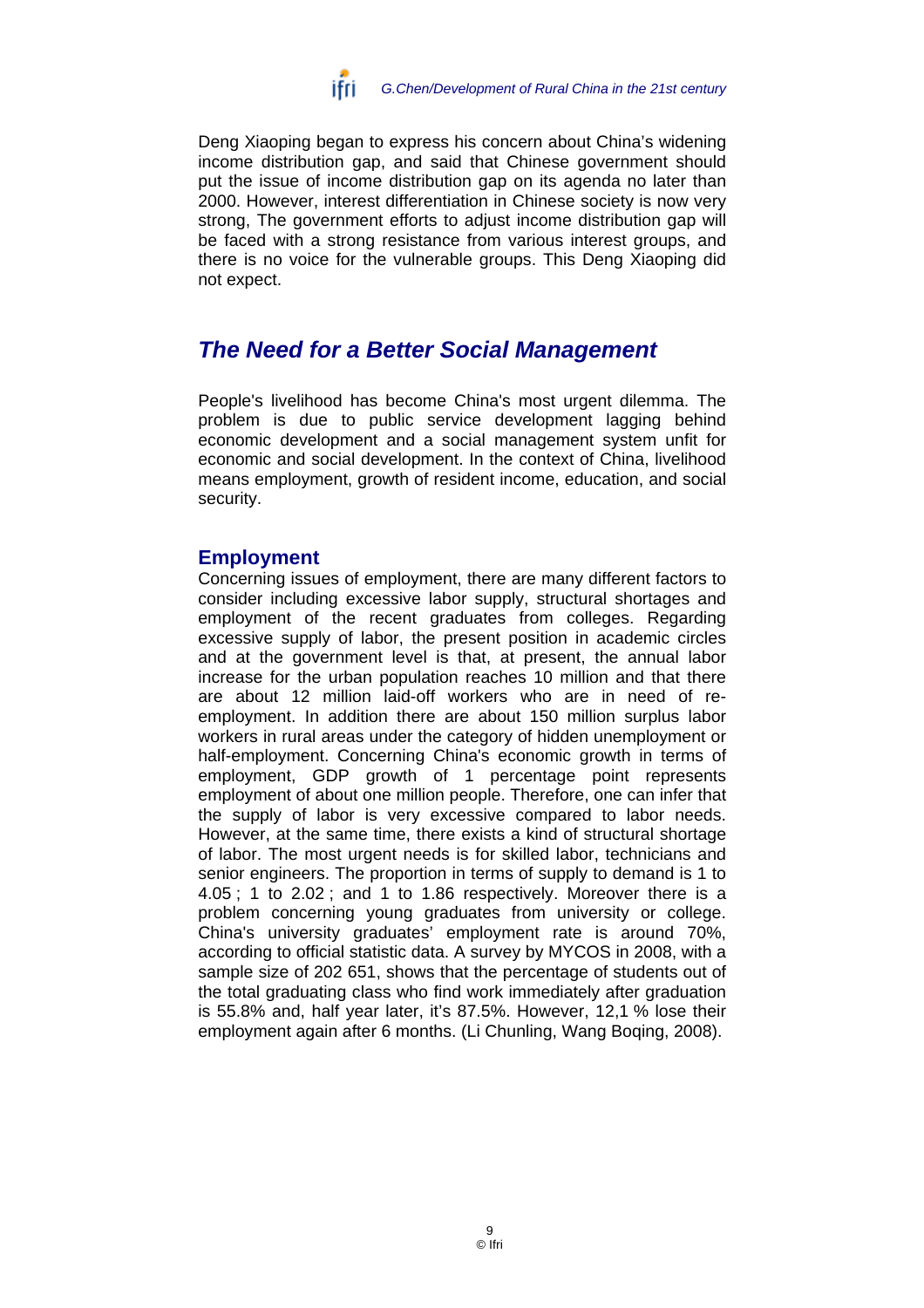Deng Xiaoping began to express his concern about China's widening income distribution gap, and said that Chinese government should put the issue of income distribution gap on its agenda no later than 2000. However, interest differentiation in Chinese society is now very strong, The government efforts to adjust income distribution gap will be faced with a strong resistance from various interest groups, and there is no voice for the vulnerable groups. This Deng Xiaoping did not expect.

## *The Need for a Better Social Management*

People's livelihood has become China's most urgent dilemma. The problem is due to public service development lagging behind economic development and a social management system unfit for economic and social development. In the context of China, livelihood means employment, growth of resident income, education, and social security.

### Employment

Concerning issues of employment, there are many different factors to consider including excessive labor supply, structural shortages and employment of the recent graduates from colleges. Regarding excessive supply of labor, the present position in academic circles and at the government level is that, at present, the annual labor increase for the urban population reaches 10 million and that there are about 12 million laid-off workers who are in need of re-employment. In addition there are about 150 million surplus labor workers in rural areas under the category of hidden unemployment or half-employment. Concerning China's economic growth in terms of employment, GDP growth of 1 percentage point represents employment of about one million people. Therefore, one can infer that the supply of labor is very excessive compared to labor needs. However, at the same time, there exists a kind of structural shortage of labor. The most urgent needs is for skilled labor, technicians and senior engineers. The proportion in terms of supply to demand is 1 to 4.05 ; 1 to 2.02 ; and 1 to 1.86 respectively. Moreover there is a problem concerning young graduates from university or college. China's university graduates' employment rate is around 70%, according to official statistic data. A survey by MYCOS in 2008, with a sample size of 202 651, shows that the percentage of students out of the total graduating class who find work immediately after graduation is 55.8% and, half year later, it's 87.5%. However, 12,1 % lose their employment again after 6 months. (Li Chunling, Wang Boqing, 2008).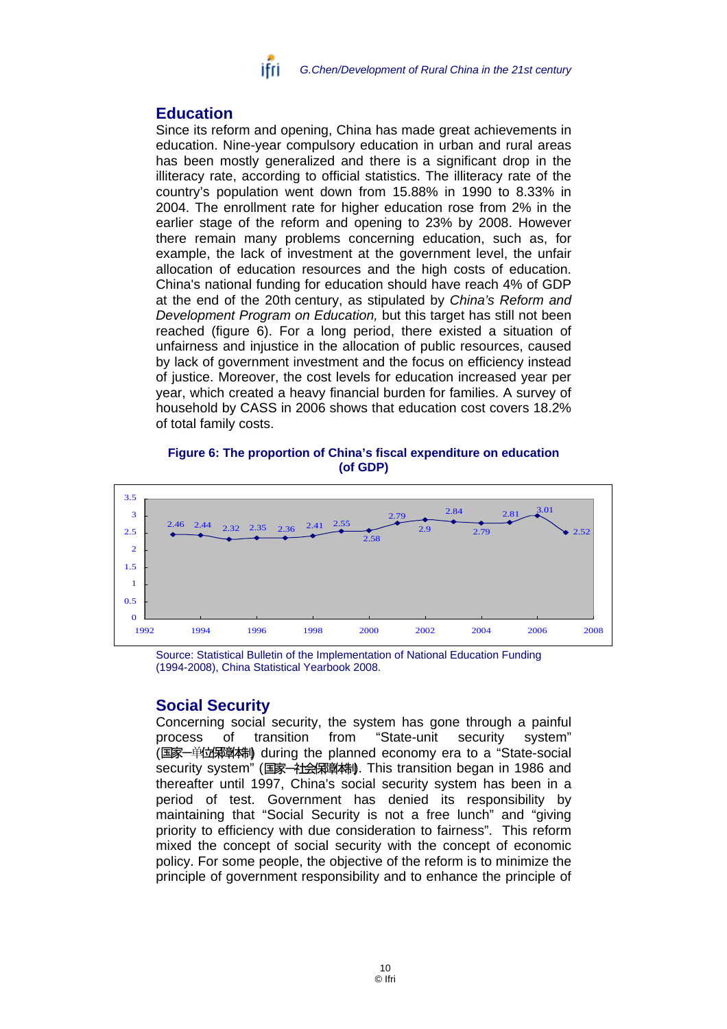## Education

Since its reform and opening, China has made great achievements in education. Nine-year compulsory education in urban and rural areas has been mostly generalized and there is a significant drop in the illiteracy rate, according to official statistics. The illiteracy rate of the country's population went down from 15.88% in 1990 to 8.33% in 2004. The enrollment rate for higher education rose from 2% in the earlier stage of the reform and opening to 23% by 2008. However there remain many problems concerning education, such as, for example, the lack of investment at the government level, the unfair allocation of education resources and the high costs of education. China's national funding for education should have reach 4% of GDP at the end of the 20th century, as stipulated by *China's Reform and Development Program on Education,* but this target has still not been reached (figure 6). For a long period, there existed a situation of unfairness and injustice in the allocation of public resources, caused by lack of government investment and the focus on efficiency instead of justice. Moreover, the cost levels for education increased year per year, which created a heavy financial burden for families. A survey of household by CASS in 2006 shows that education cost covers 18.2% of total family costs.

**Figure 6: The proportion of China's fiscal expenditure on education (of GDP)**

| Year | 1993 | 1994 | 1995 | 1996 | 1997 | 1998 | 1999 | 2000 | 2001 | 2002 | 2003 | 2004 | 2005 | 2006 | 2007 |
|---|---|---|---|---|---|---|---|---|---|---|---|---|---|---|---|
| % of GDP | 2.46 | 2.44 | 2.32 | 2.35 | 2.36 | 2.41 | 2.55 | 2.58 | 2.79 | 2.9 | 2.84 | 2.79 | 2.81 | 3.01 | 2.52 |

Source: Statistical Bulletin of the Implementation of National Education Funding (1994-2008), China Statistical Yearbook 2008.

## Social Security

Concerning social security, the system has gone through a painful process of transition from "State-unit security system" (国家—单位保障体制) during the planned economy era to a "State-social security system" (国家—社会保障体制). This transition began in 1986 and thereafter until 1997, China's social security system has been in a period of test. Government has denied its responsibility by maintaining that "Social Security is not a free lunch" and "giving priority to efficiency with due consideration to fairness". This reform mixed the concept of social security with the concept of economic policy. For some people, the objective of the reform is to minimize the principle of government responsibility and to enhance the principle of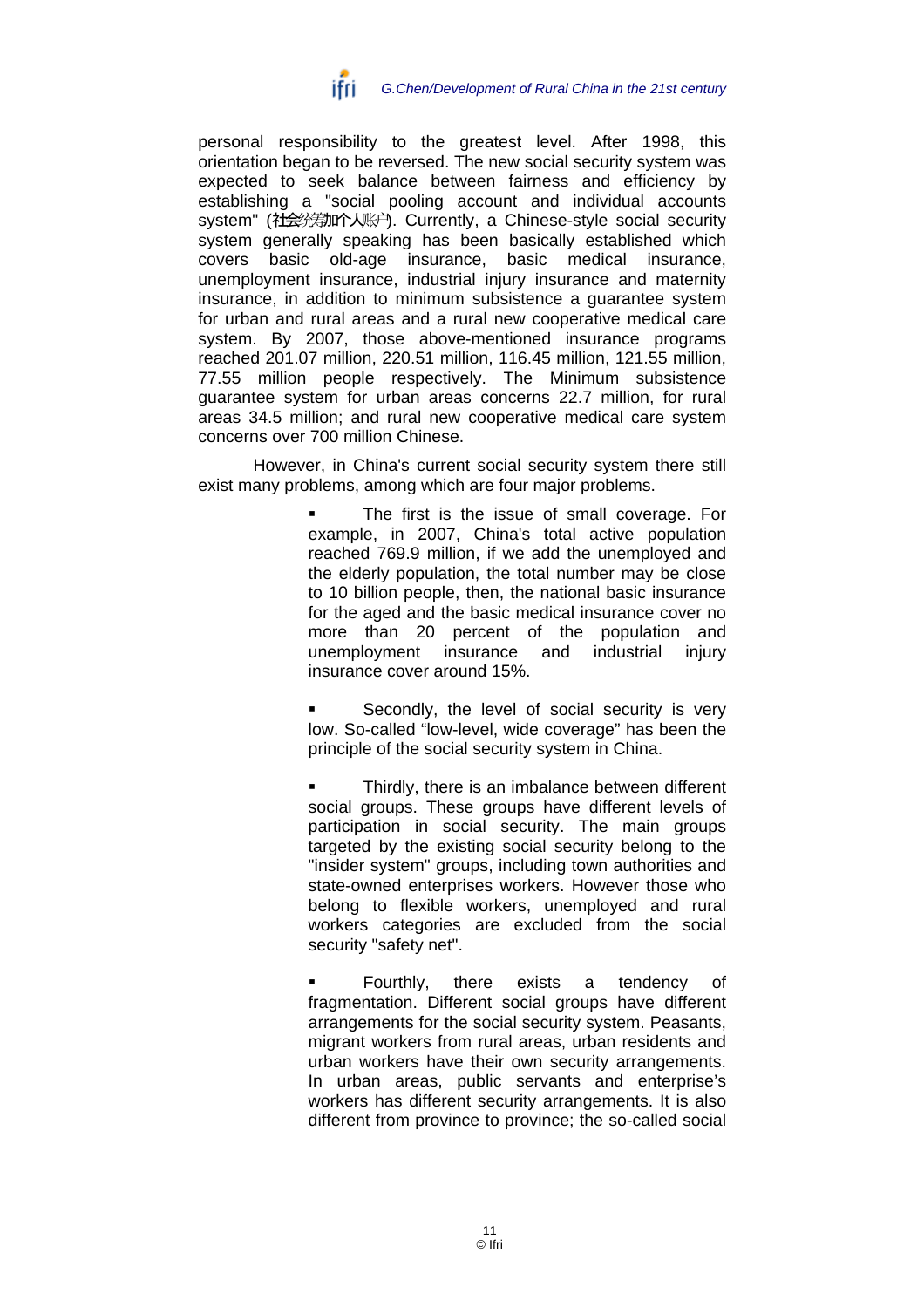personal responsibility to the greatest level. After 1998, this orientation began to be reversed. The new social security system was expected to seek balance between fairness and efficiency by establishing a "social pooling account and individual accounts system" (社会统筹加个人账户). Currently, a Chinese-style social security system generally speaking has been basically established which covers basic old-age insurance, basic medical insurance, unemployment insurance, industrial injury insurance and maternity insurance, in addition to minimum subsistence a guarantee system for urban and rural areas and a rural new cooperative medical care system. By 2007, those above-mentioned insurance programs reached 201.07 million, 220.51 million, 116.45 million, 121.55 million, 77.55 million people respectively. The Minimum subsistence guarantee system for urban areas concerns 22.7 million, for rural areas 34.5 million; and rural new cooperative medical care system concerns over 700 million Chinese.

However, in China's current social security system there still exist many problems, among which are four major problems.

- The first is the issue of small coverage. For example, in 2007, China's total active population reached 769.9 million, if we add the unemployed and the elderly population, the total number may be close to 10 billion people, then, the national basic insurance for the aged and the basic medical insurance cover no more than 20 percent of the population and unemployment insurance and industrial injury insurance cover around 15%.

- Secondly, the level of social security is very low. So-called "low-level, wide coverage" has been the principle of the social security system in China.

- Thirdly, there is an imbalance between different social groups. These groups have different levels of participation in social security. The main groups targeted by the existing social security belong to the "insider system" groups, including town authorities and state-owned enterprises workers. However those who belong to flexible workers, unemployed and rural workers categories are excluded from the social security "safety net".

- Fourthly, there exists a tendency of fragmentation. Different social groups have different arrangements for the social security system. Peasants, migrant workers from rural areas, urban residents and urban workers have their own security arrangements. In urban areas, public servants and enterprise's workers has different security arrangements. It is also different from province to province; the so-called social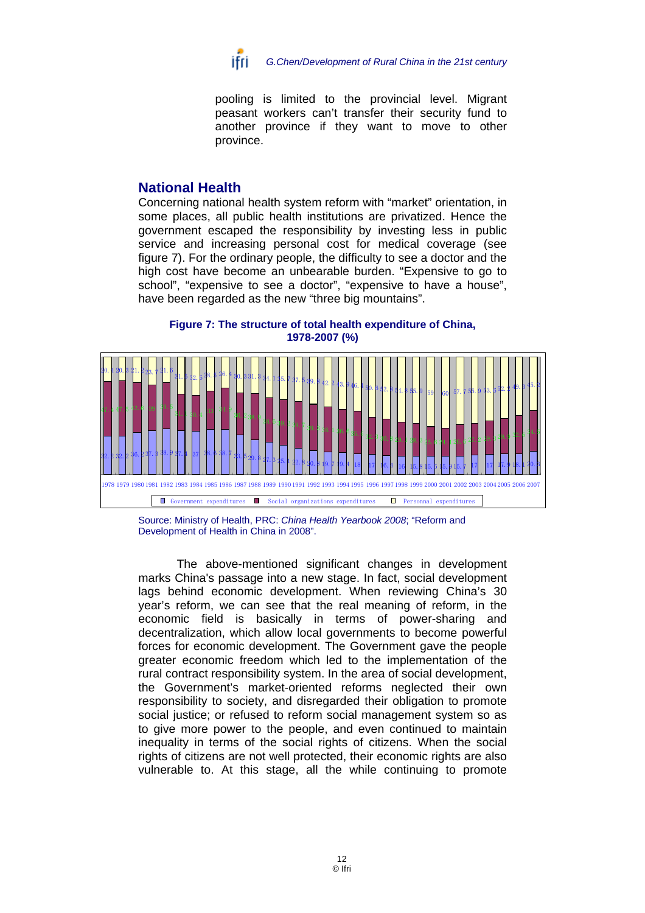pooling is limited to the provincial level. Migrant peasant workers can't transfer their security fund to another province if they want to move to other province.

## National Health

Concerning national health system reform with "market" orientation, in some places, all public health institutions are privatized. Hence the government escaped the responsibility by investing less in public service and increasing personal cost for medical coverage (see figure 7). For the ordinary people, the difficulty to see a doctor and the high cost have become an unbearable burden. "Expensive to go to school", "expensive to see a doctor", "expensive to have a house", have been regarded as the new "three big mountains".

**Figure 7: The structure of total health expenditure of China, 1978-2007 (%)**

Source: Ministry of Health, PRC: *China Health Yearbook 2008*; "Reform and Development of Health in China in 2008".

The above-mentioned significant changes in development marks China's passage into a new stage. In fact, social development lags behind economic development. When reviewing China's 30 year's reform, we can see that the real meaning of reform, in the economic field is basically in terms of power-sharing and decentralization, which allow local governments to become powerful forces for economic development. The Government gave the people greater economic freedom which led to the implementation of the rural contract responsibility system. In the area of social development, the Government's market-oriented reforms neglected their own responsibility to society, and disregarded their obligation to promote social justice; or refused to reform social management system so as to give more power to the people, and even continued to maintain inequality in terms of the social rights of citizens. When the social rights of citizens are not well protected, their economic rights are also vulnerable to. At this stage, all the while continuing to promote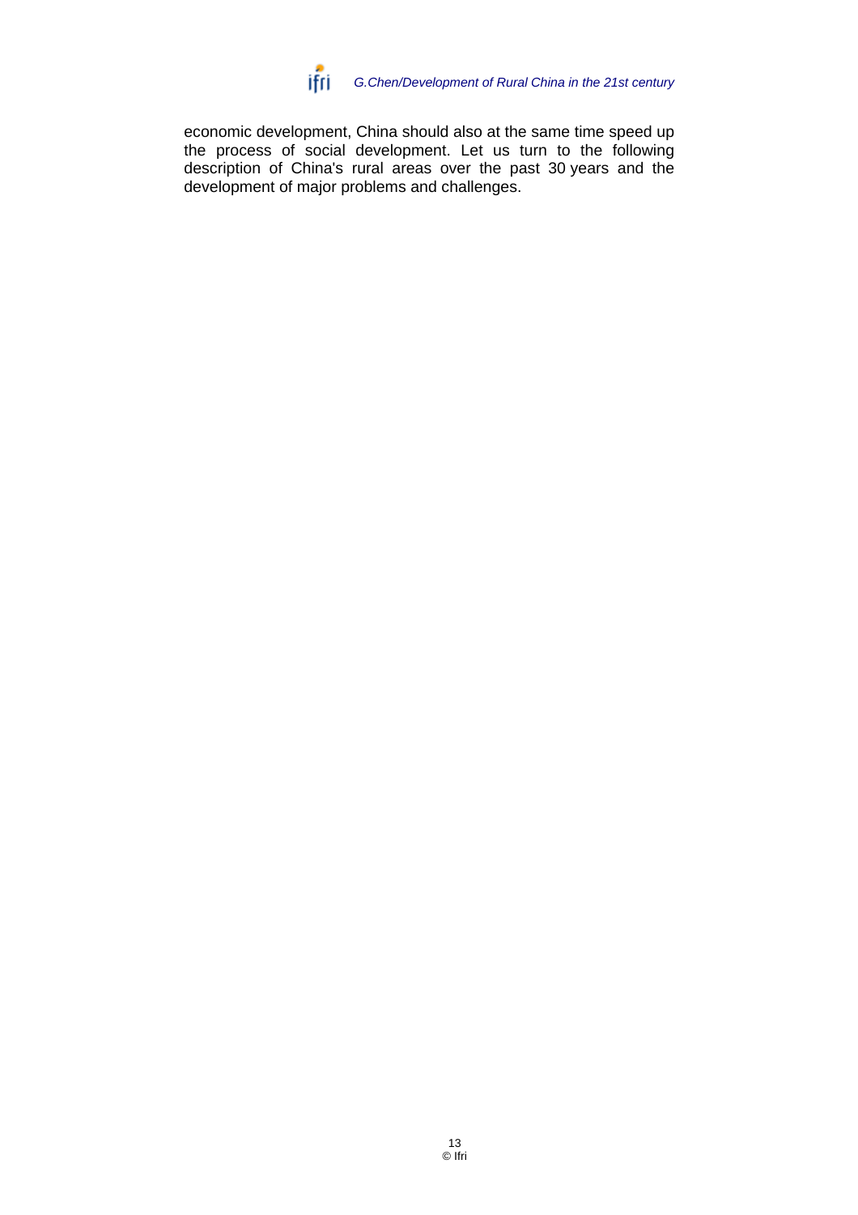economic development, China should also at the same time speed up the process of social development. Let us turn to the following description of China's rural areas over the past 30 years and the development of major problems and challenges.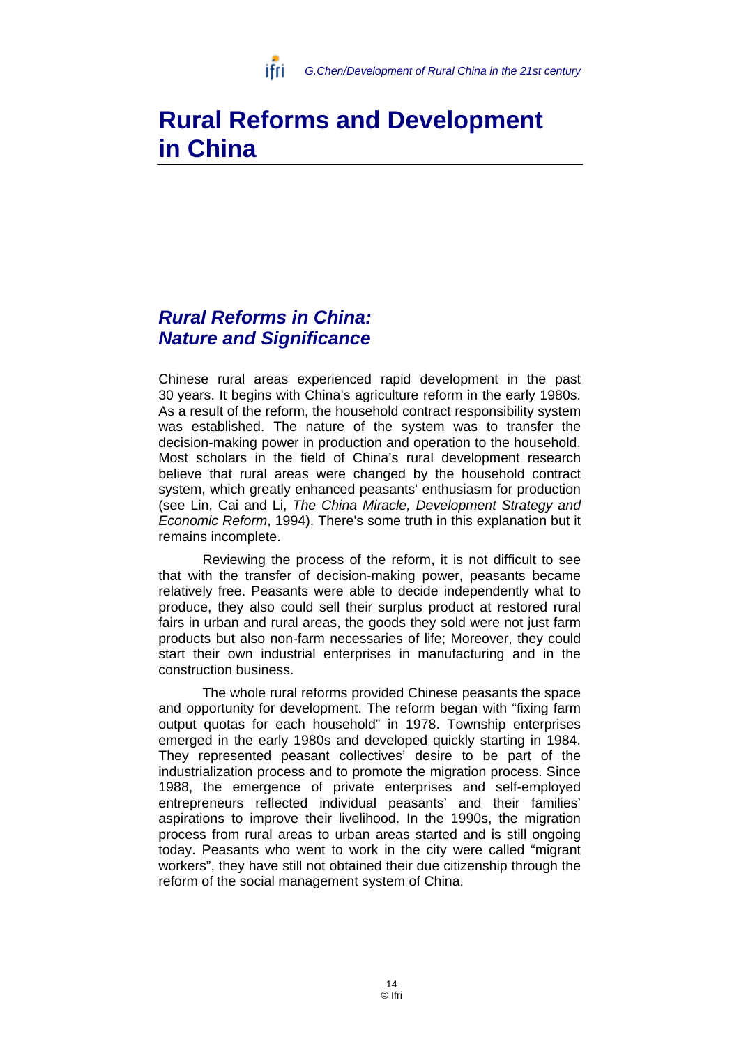# Rural Reforms and Development in China

## *Rural Reforms in China: Nature and Significance*

Chinese rural areas experienced rapid development in the past 30 years. It begins with China's agriculture reform in the early 1980s. As a result of the reform, the household contract responsibility system was established. The nature of the system was to transfer the decision-making power in production and operation to the household. Most scholars in the field of China's rural development research believe that rural areas were changed by the household contract system, which greatly enhanced peasants' enthusiasm for production (see Lin, Cai and Li, *The China Miracle, Development Strategy and Economic Reform*, 1994). There's some truth in this explanation but it remains incomplete.

Reviewing the process of the reform, it is not difficult to see that with the transfer of decision-making power, peasants became relatively free. Peasants were able to decide independently what to produce, they also could sell their surplus product at restored rural fairs in urban and rural areas, the goods they sold were not just farm products but also non-farm necessaries of life; Moreover, they could start their own industrial enterprises in manufacturing and in the construction business.

The whole rural reforms provided Chinese peasants the space and opportunity for development. The reform began with "fixing farm output quotas for each household" in 1978. Township enterprises emerged in the early 1980s and developed quickly starting in 1984. They represented peasant collectives' desire to be part of the industrialization process and to promote the migration process. Since 1988, the emergence of private enterprises and self-employed entrepreneurs reflected individual peasants' and their families' aspirations to improve their livelihood. In the 1990s, the migration process from rural areas to urban areas started and is still ongoing today. Peasants who went to work in the city were called "migrant workers", they have still not obtained their due citizenship through the reform of the social management system of China.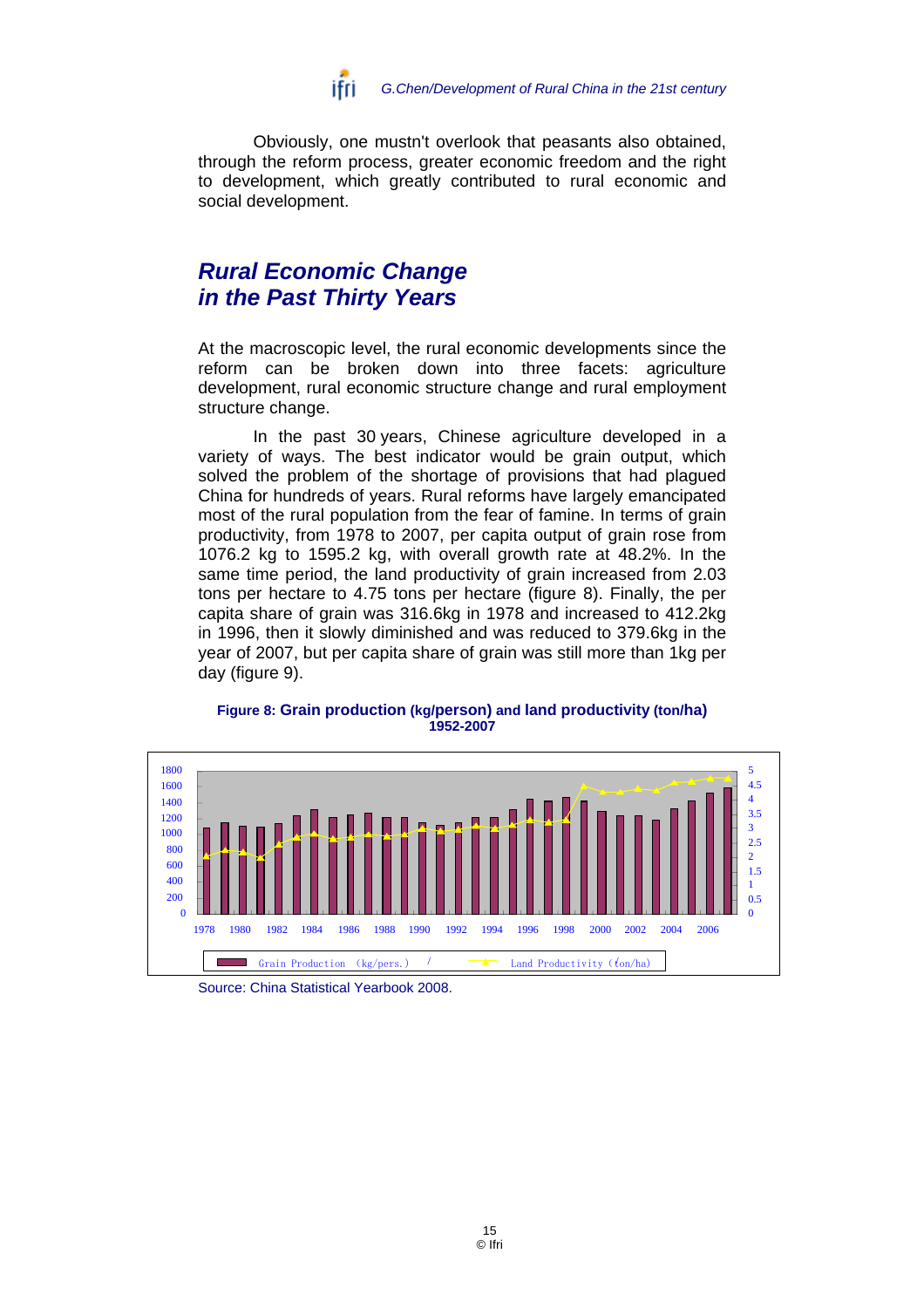Obviously, one mustn't overlook that peasants also obtained, through the reform process, greater economic freedom and the right to development, which greatly contributed to rural economic and social development.

## *Rural Economic Change in the Past Thirty Years*

At the macroscopic level, the rural economic developments since the reform can be broken down into three facets: agriculture development, rural economic structure change and rural employment structure change.

In the past 30 years, Chinese agriculture developed in a variety of ways. The best indicator would be grain output, which solved the problem of the shortage of provisions that had plagued China for hundreds of years. Rural reforms have largely emancipated most of the rural population from the fear of famine. In terms of grain productivity, from 1978 to 2007, per capita output of grain rose from 1076.2 kg to 1595.2 kg, with overall growth rate at 48.2%. In the same time period, the land productivity of grain increased from 2.03 tons per hectare to 4.75 tons per hectare (figure 8). Finally, the per capita share of grain was 316.6kg in 1978 and increased to 412.2kg in 1996, then it slowly diminished and was reduced to 379.6kg in the year of 2007, but per capita share of grain was still more than 1kg per day (figure 9).

**Figure 8: Grain production (kg/person) and land productivity (ton/ha) 1952-2007**

Source: China Statistical Yearbook 2008.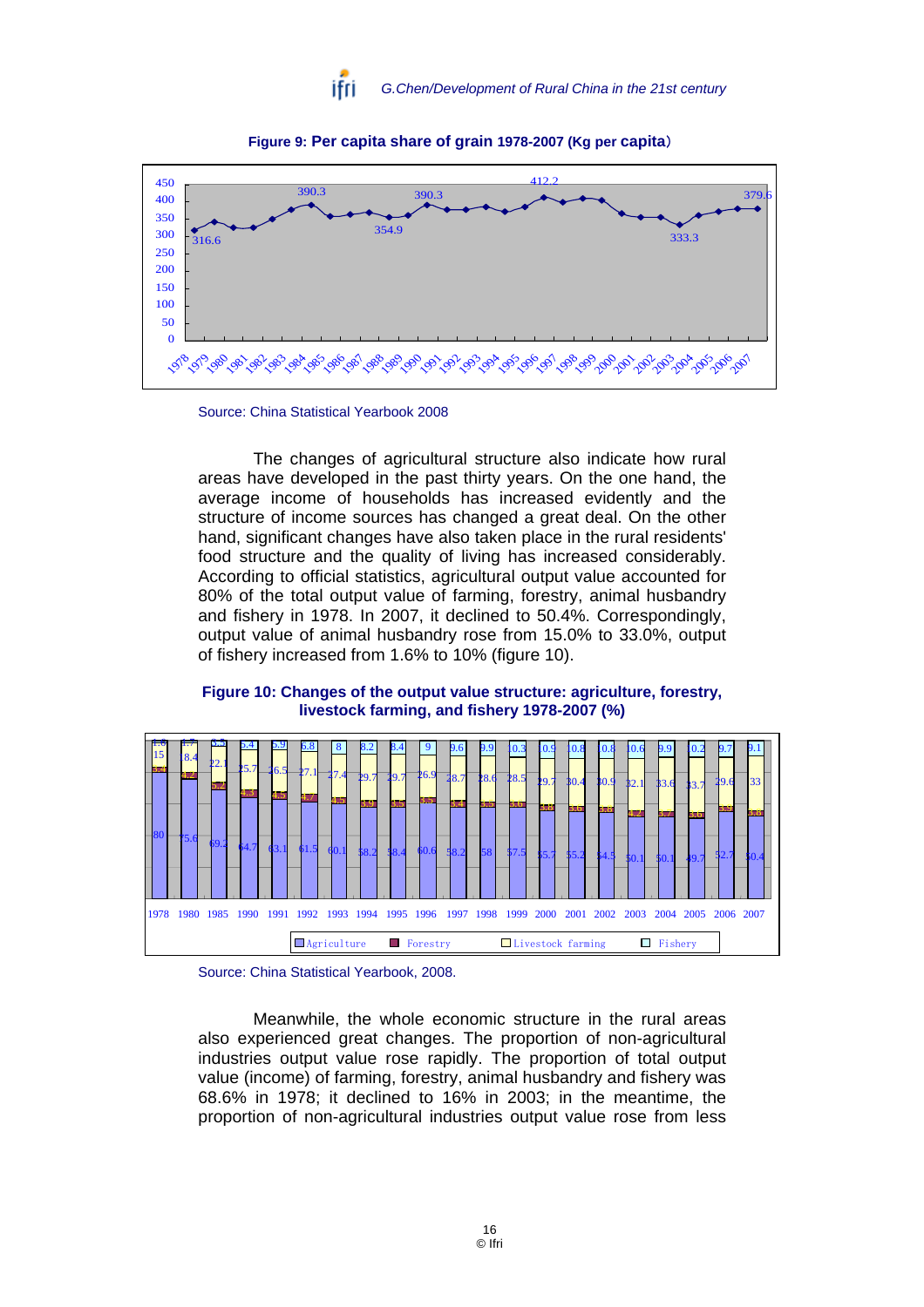**Figure 9: Per capita share of grain 1978-2007 (Kg per capita)**

Source: China Statistical Yearbook 2008

The changes of agricultural structure also indicate how rural areas have developed in the past thirty years. On the one hand, the average income of households has increased evidently and the structure of income sources has changed a great deal. On the other hand, significant changes have also taken place in the rural residents' food structure and the quality of living has increased considerably. According to official statistics, agricultural output value accounted for 80% of the total output value of farming, forestry, animal husbandry and fishery in 1978. In 2007, it declined to 50.4%. Correspondingly, output value of animal husbandry rose from 15.0% to 33.0%, output of fishery increased from 1.6% to 10% (figure 10).

**Figure 10: Changes of the output value structure: agriculture, forestry, livestock farming, and fishery 1978-2007 (%)**

Source: China Statistical Yearbook, 2008.

Meanwhile, the whole economic structure in the rural areas also experienced great changes. The proportion of non-agricultural industries output value rose rapidly. The proportion of total output value (income) of farming, forestry, animal husbandry and fishery was 68.6% in 1978; it declined to 16% in 2003; in the meantime, the proportion of non-agricultural industries output value rose from less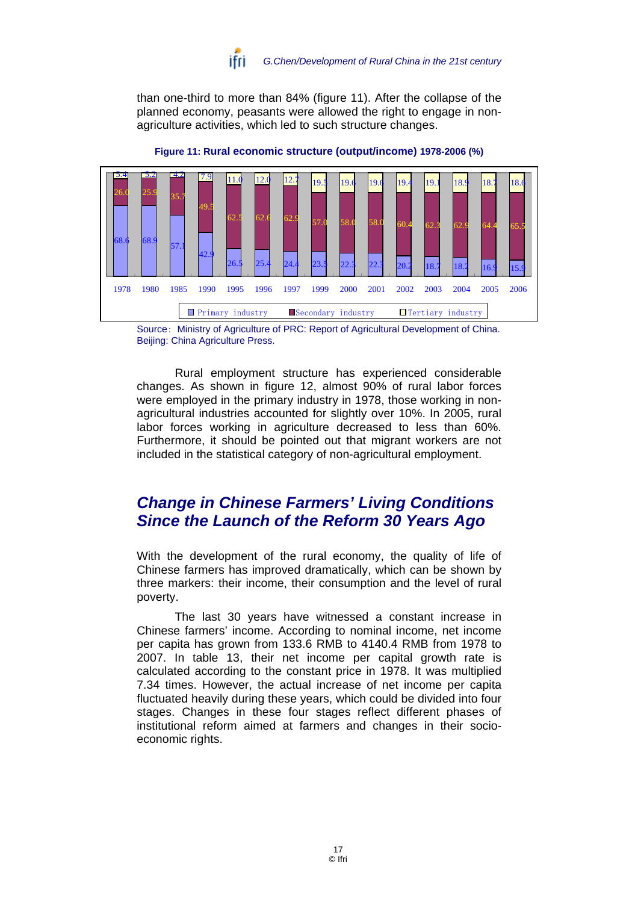than one-third to more than 84% (figure 11). After the collapse of the planned economy, peasants were allowed the right to engage in non-agriculture activities, which led to such structure changes.

**Figure 11: Rural economic structure (output/income) 1978-2006 (%)**

| | 1978 | 1980 | 1985 | 1990 | 1995 | 1996 | 1997 | 1999 | 2000 | 2001 | 2002 | 2003 | 2004 | 2005 | 2006 |
|---|---|---|---|---|---|---|---|---|---|---|---|---|---|---|---|
| Primary industry | 68.6 | 68.9 | 57.1 | 42.9 | 26.5 | 25.4 | 24.4 | 23.5 | 22.3 | 22.3 | 20.2 | 18.7 | 18.2 | 16.9 | 15.9 |
| Secondary industry | 26.0 | 25.9 | 35.7 | 49.5 | 62.5 | 62.6 | 62.9 | 57.0 | 58.0 | 58.0 | 60.4 | 62.3 | 62.9 | 64.4 | 65.5 |
| Tertiary industry | 5.4 | 5.2 | 7.2 | 7.9 | 11.0 | 12.0 | 12.7 | 19.5 | 19.6 | 19.6 | 19.4 | 19.1 | 18.9 | 18.7 | 18.6 |

Source: Ministry of Agriculture of PRC: Report of Agricultural Development of China. Beijing: China Agriculture Press.

Rural employment structure has experienced considerable changes. As shown in figure 12, almost 90% of rural labor forces were employed in the primary industry in 1978, those working in non-agricultural industries accounted for slightly over 10%. In 2005, rural labor forces working in agriculture decreased to less than 60%. Furthermore, it should be pointed out that migrant workers are not included in the statistical category of non-agricultural employment.

## *Change in Chinese Farmers' Living Conditions Since the Launch of the Reform 30 Years Ago*

With the development of the rural economy, the quality of life of Chinese farmers has improved dramatically, which can be shown by three markers: their income, their consumption and the level of rural poverty.

The last 30 years have witnessed a constant increase in Chinese farmers' income. According to nominal income, net income per capita has grown from 133.6 RMB to 4140.4 RMB from 1978 to 2007. In table 13, their net income per capital growth rate is calculated according to the constant price in 1978. It was multiplied 7.34 times. However, the actual increase of net income per capita fluctuated heavily during these years, which could be divided into four stages. Changes in these four stages reflect different phases of institutional reform aimed at farmers and changes in their socio-economic rights.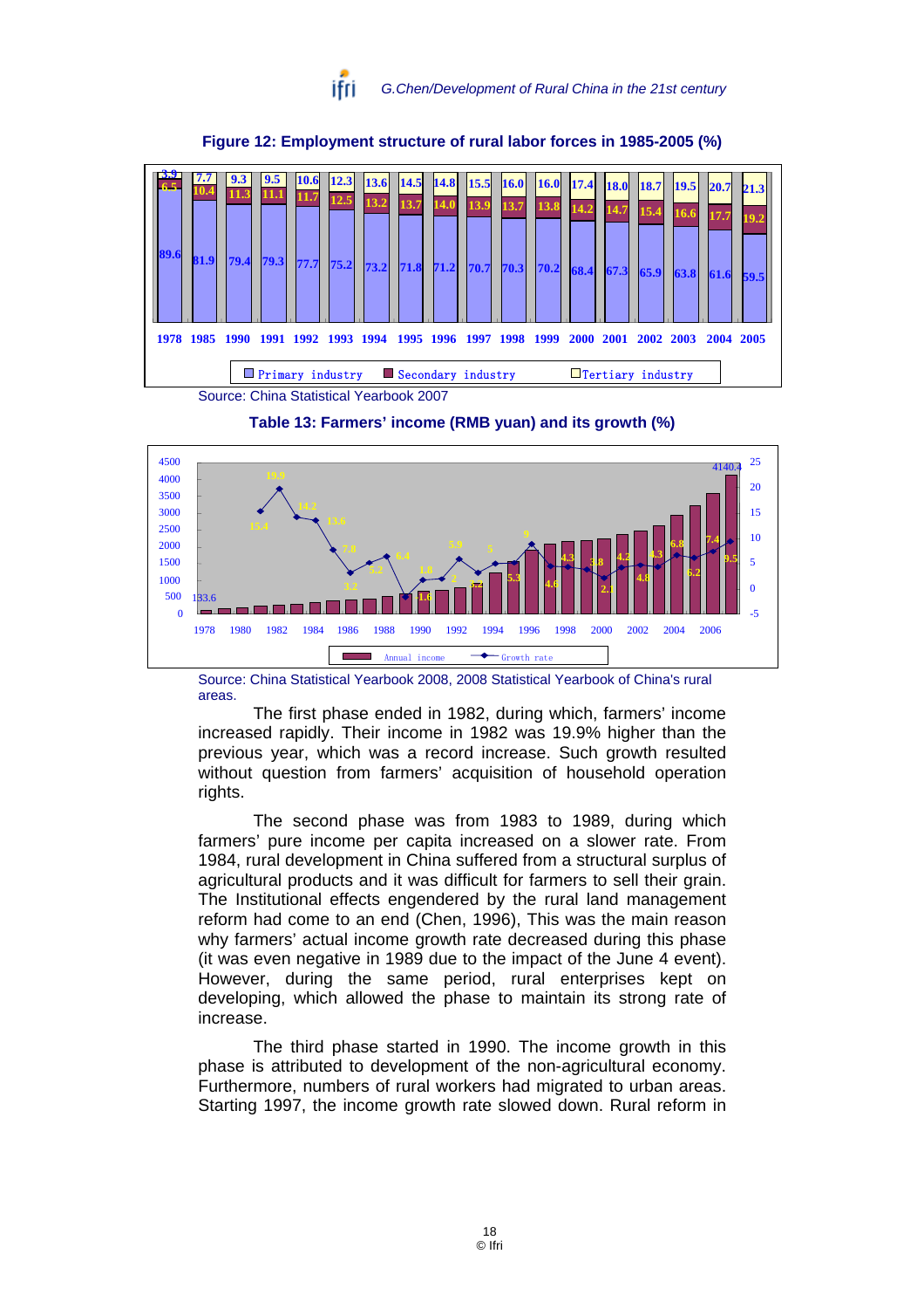**Figure 12: Employment structure of rural labor forces in 1985-2005 (%)**

| Year | Primary industry | Secondary industry | Tertiary industry |
|---|---|---|---|
| 1978 | 89.6 | 6.5 | 3.9 |
| 1985 | 81.9 | 10.4 | 7.7 |
| 1990 | 79.4 | 11.3 | 9.3 |
| 1991 | 79.3 | 11.1 | 9.5 |
| 1992 | 77.7 | 11.7 | 10.6 |
| 1993 | 75.2 | 12.5 | 12.3 |
| 1994 | 73.2 | 13.2 | 13.6 |
| 1995 | 71.8 | 13.7 | 14.5 |
| 1996 | 71.2 | 14.0 | 14.8 |
| 1997 | 70.7 | 13.9 | 15.5 |
| 1998 | 70.3 | 13.7 | 16.0 |
| 1999 | 70.2 | 13.8 | 16.0 |
| 2000 | 68.4 | 14.2 | 17.4 |
| 2001 | 67.3 | 14.7 | 18.0 |
| 2002 | 65.9 | 15.4 | 18.7 |
| 2003 | 63.8 | 16.6 | 19.5 |
| 2004 | 61.6 | 17.7 | 20.7 |
| 2005 | 59.5 | 19.2 | 21.3 |

Source: China Statistical Yearbook 2007

**Table 13: Farmers' income (RMB yuan) and its growth (%)**

Source: China Statistical Yearbook 2008, 2008 Statistical Yearbook of China's rural areas.

The first phase ended in 1982, during which, farmers' income increased rapidly. Their income in 1982 was 19.9% higher than the previous year, which was a record increase. Such growth resulted without question from farmers' acquisition of household operation rights.

The second phase was from 1983 to 1989, during which farmers' pure income per capita increased on a slower rate. From 1984, rural development in China suffered from a structural surplus of agricultural products and it was difficult for farmers to sell their grain. The Institutional effects engendered by the rural land management reform had come to an end (Chen, 1996), This was the main reason why farmers' actual income growth rate decreased during this phase (it was even negative in 1989 due to the impact of the June 4 event). However, during the same period, rural enterprises kept on developing, which allowed the phase to maintain its strong rate of increase.

The third phase started in 1990. The income growth in this phase is attributed to development of the non-agricultural economy. Furthermore, numbers of rural workers had migrated to urban areas. Starting 1997, the income growth rate slowed down. Rural reform in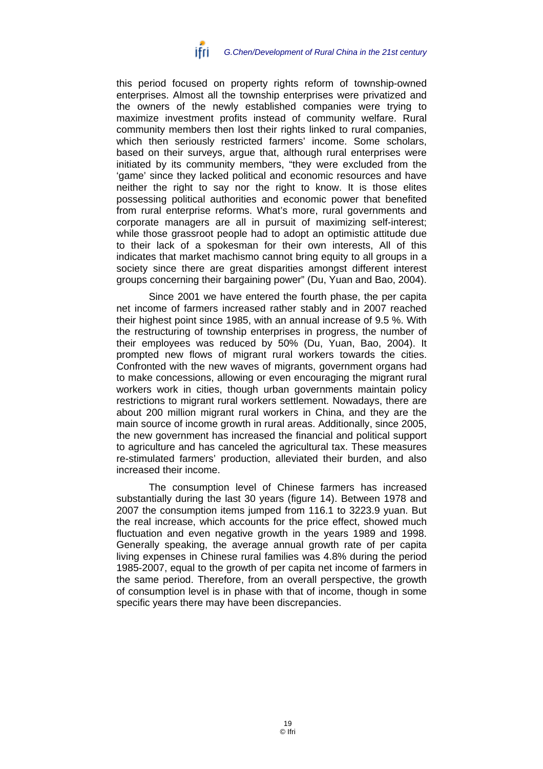this period focused on property rights reform of township-owned enterprises. Almost all the township enterprises were privatized and the owners of the newly established companies were trying to maximize investment profits instead of community welfare. Rural community members then lost their rights linked to rural companies, which then seriously restricted farmers' income. Some scholars, based on their surveys, argue that, although rural enterprises were initiated by its community members, "they were excluded from the 'game' since they lacked political and economic resources and have neither the right to say nor the right to know. It is those elites possessing political authorities and economic power that benefited from rural enterprise reforms. What's more, rural governments and corporate managers are all in pursuit of maximizing self-interest; while those grassroot people had to adopt an optimistic attitude due to their lack of a spokesman for their own interests, All of this indicates that market machismo cannot bring equity to all groups in a society since there are great disparities amongst different interest groups concerning their bargaining power" (Du, Yuan and Bao, 2004).

Since 2001 we have entered the fourth phase, the per capita net income of farmers increased rather stably and in 2007 reached their highest point since 1985, with an annual increase of 9.5 %. With the restructuring of township enterprises in progress, the number of their employees was reduced by 50% (Du, Yuan, Bao, 2004). It prompted new flows of migrant rural workers towards the cities. Confronted with the new waves of migrants, government organs had to make concessions, allowing or even encouraging the migrant rural workers work in cities, though urban governments maintain policy restrictions to migrant rural workers settlement. Nowadays, there are about 200 million migrant rural workers in China, and they are the main source of income growth in rural areas. Additionally, since 2005, the new government has increased the financial and political support to agriculture and has canceled the agricultural tax. These measures re-stimulated farmers' production, alleviated their burden, and also increased their income.

The consumption level of Chinese farmers has increased substantially during the last 30 years (figure 14). Between 1978 and 2007 the consumption items jumped from 116.1 to 3223.9 yuan. But the real increase, which accounts for the price effect, showed much fluctuation and even negative growth in the years 1989 and 1998. Generally speaking, the average annual growth rate of per capita living expenses in Chinese rural families was 4.8% during the period 1985-2007, equal to the growth of per capita net income of farmers in the same period. Therefore, from an overall perspective, the growth of consumption level is in phase with that of income, though in some specific years there may have been discrepancies.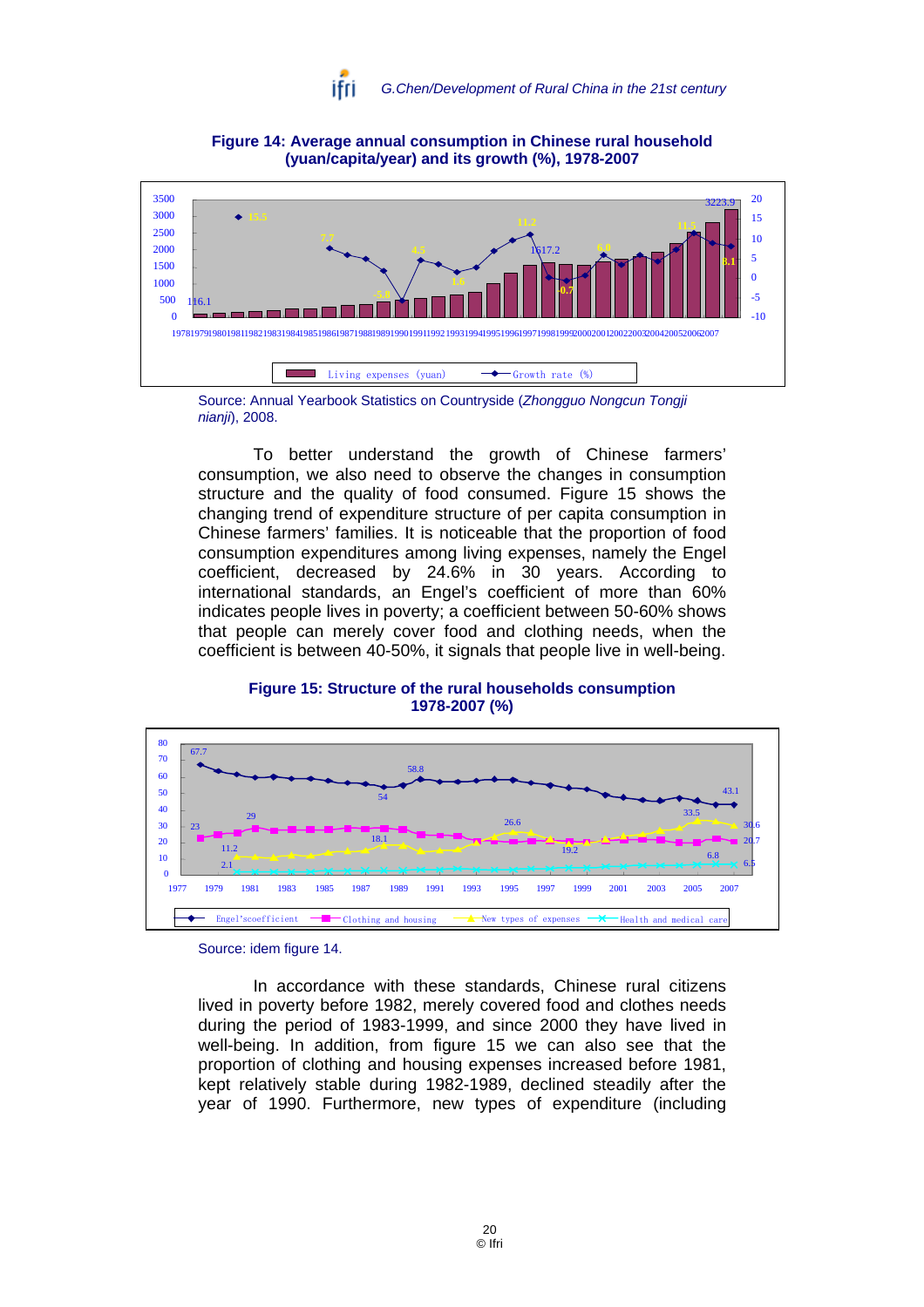**Figure 14: Average annual consumption in Chinese rural household (yuan/capita/year) and its growth (%), 1978-2007**

Source: Annual Yearbook Statistics on Countryside (*Zhongguo Nongcun Tongji nianji*), 2008.

To better understand the growth of Chinese farmers' consumption, we also need to observe the changes in consumption structure and the quality of food consumed. Figure 15 shows the changing trend of expenditure structure of per capita consumption in Chinese farmers' families. It is noticeable that the proportion of food consumption expenditures among living expenses, namely the Engel coefficient, decreased by 24.6% in 30 years. According to international standards, an Engel's coefficient of more than 60% indicates people lives in poverty; a coefficient between 50-60% shows that people can merely cover food and clothing needs, when the coefficient is between 40-50%, it signals that people live in well-being.

**Figure 15: Structure of the rural households consumption 1978-2007 (%)**

Source: idem figure 14.

In accordance with these standards, Chinese rural citizens lived in poverty before 1982, merely covered food and clothes needs during the period of 1983-1999, and since 2000 they have lived in well-being. In addition, from figure 15 we can also see that the proportion of clothing and housing expenses increased before 1981, kept relatively stable during 1982-1989, declined steadily after the year of 1990. Furthermore, new types of expenditure (including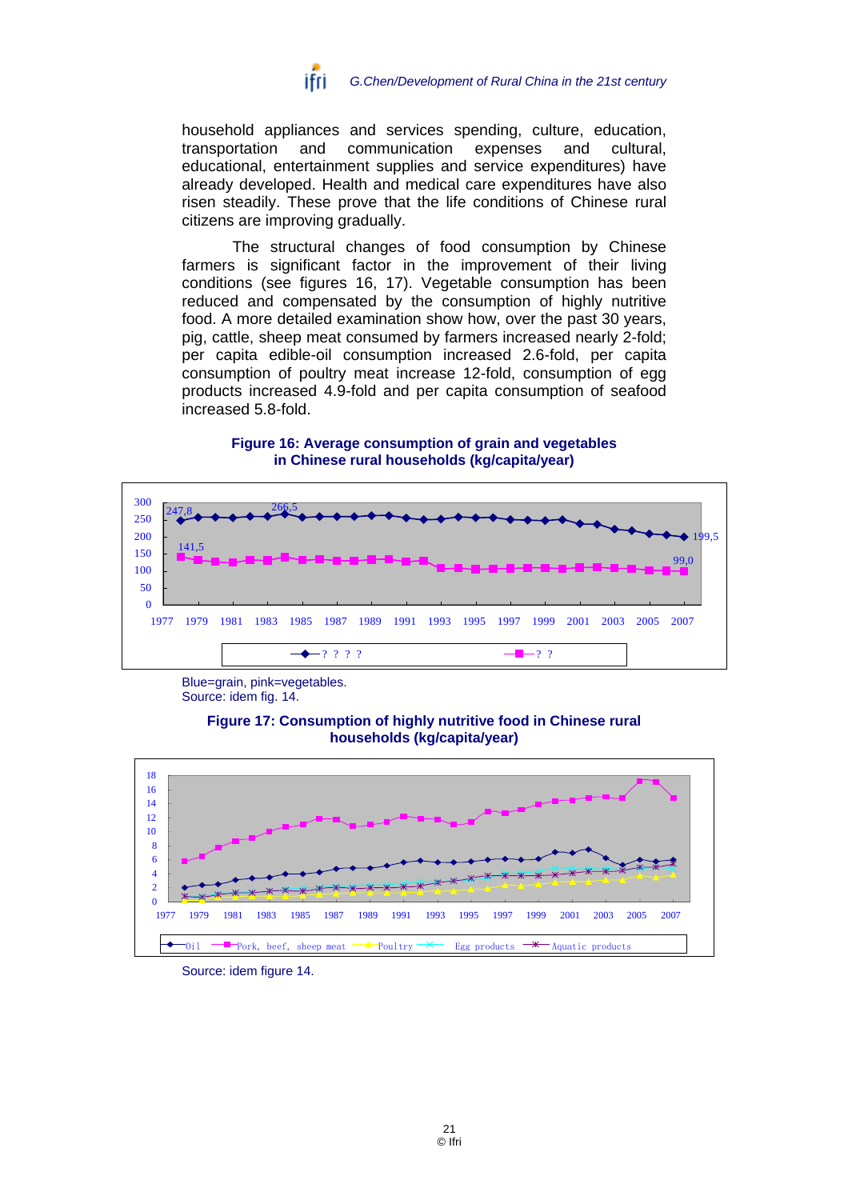household appliances and services spending, culture, education, transportation and communication expenses and cultural, educational, entertainment supplies and service expenditures) have already developed. Health and medical care expenditures have also risen steadily. These prove that the life conditions of Chinese rural citizens are improving gradually.

The structural changes of food consumption by Chinese farmers is significant factor in the improvement of their living conditions (see figures 16, 17). Vegetable consumption has been reduced and compensated by the consumption of highly nutritive food. A more detailed examination show how, over the past 30 years, pig, cattle, sheep meat consumed by farmers increased nearly 2-fold; per capita edible-oil consumption increased 2.6-fold, per capita consumption of poultry meat increase 12-fold, consumption of egg products increased 4.9-fold and per capita consumption of seafood increased 5.8-fold.

**Figure 16: Average consumption of grain and vegetables in Chinese rural households (kg/capita/year)**

Blue=grain, pink=vegetables.
Source: idem fig. 14.

**Figure 17: Consumption of highly nutritive food in Chinese rural households (kg/capita/year)**

Source: idem figure 14.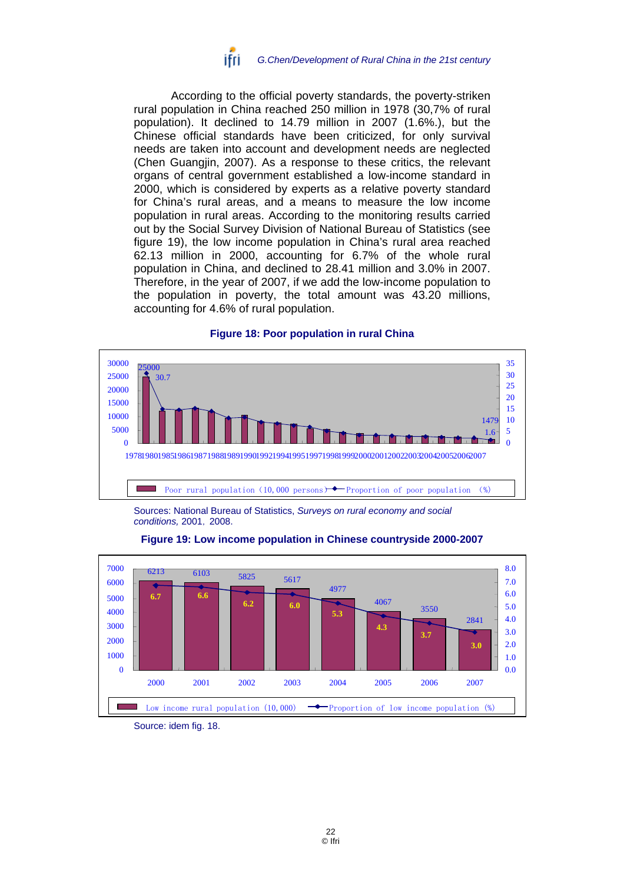According to the official poverty standards, the poverty-striken rural population in China reached 250 million in 1978 (30,7% of rural population). It declined to 14.79 million in 2007 (1.6%.), but the Chinese official standards have been criticized, for only survival needs are taken into account and development needs are neglected (Chen Guangjin, 2007). As a response to these critics, the relevant organs of central government established a low-income standard in 2000, which is considered by experts as a relative poverty standard for China's rural areas, and a means to measure the low income population in rural areas. According to the monitoring results carried out by the Social Survey Division of National Bureau of Statistics (see figure 19), the low income population in China's rural area reached 62.13 million in 2000, accounting for 6.7% of the whole rural population in China, and declined to 28.41 million and 3.0% in 2007. Therefore, in the year of 2007, if we add the low-income population to the population in poverty, the total amount was 43.20 millions, accounting for 4.6% of rural population.

**Figure 18: Poor population in rural China**

Sources: National Bureau of Statistics, *Surveys on rural economy and social conditions,* 2001, 2008.

**Figure 19: Low income population in Chinese countryside 2000-2007**

| Year | Low income rural population (10,000) | Proportion of low income population (%) |
|---|---|---|
| 2000 | 6213 | 6.7 |
| 2001 | 6103 | 6.6 |
| 2002 | 5825 | 6.2 |
| 2003 | 5617 | 6.0 |
| 2004 | 4977 | 5.3 |
| 2005 | 4067 | 4.3 |
| 2006 | 3550 | 3.7 |
| 2007 | 2841 | 3.0 |

Source: idem fig. 18.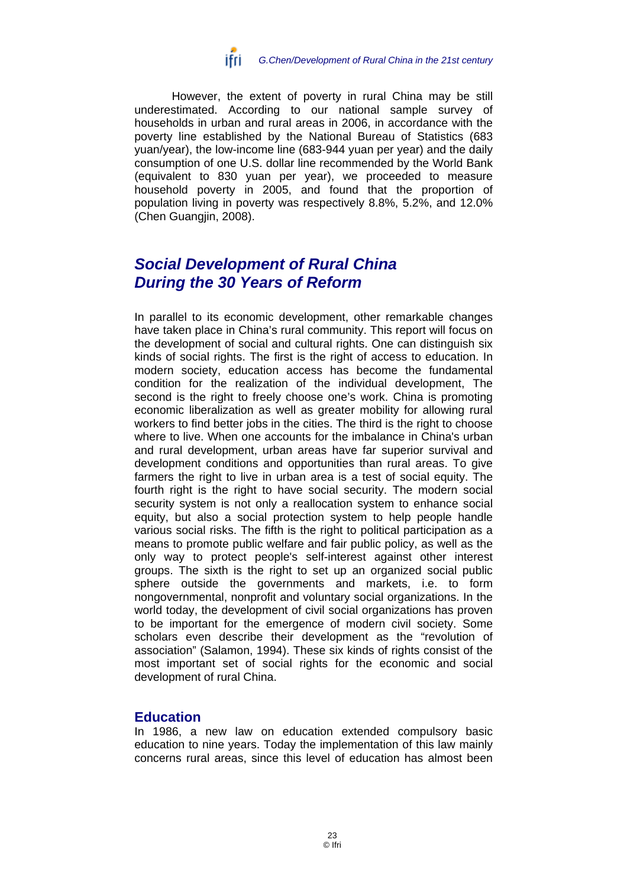However, the extent of poverty in rural China may be still underestimated. According to our national sample survey of households in urban and rural areas in 2006, in accordance with the poverty line established by the National Bureau of Statistics (683 yuan/year), the low-income line (683-944 yuan per year) and the daily consumption of one U.S. dollar line recommended by the World Bank (equivalent to 830 yuan per year), we proceeded to measure household poverty in 2005, and found that the proportion of population living in poverty was respectively 8.8%, 5.2%, and 12.0% (Chen Guangjin, 2008).

## *Social Development of Rural China During the 30 Years of Reform*

In parallel to its economic development, other remarkable changes have taken place in China's rural community. This report will focus on the development of social and cultural rights. One can distinguish six kinds of social rights. The first is the right of access to education. In modern society, education access has become the fundamental condition for the realization of the individual development, The second is the right to freely choose one's work. China is promoting economic liberalization as well as greater mobility for allowing rural workers to find better jobs in the cities. The third is the right to choose where to live. When one accounts for the imbalance in China's urban and rural development, urban areas have far superior survival and development conditions and opportunities than rural areas. To give farmers the right to live in urban area is a test of social equity. The fourth right is the right to have social security. The modern social security system is not only a reallocation system to enhance social equity, but also a social protection system to help people handle various social risks. The fifth is the right to political participation as a means to promote public welfare and fair public policy, as well as the only way to protect people's self-interest against other interest groups. The sixth is the right to set up an organized social public sphere outside the governments and markets, i.e. to form nongovernmental, nonprofit and voluntary social organizations. In the world today, the development of civil social organizations has proven to be important for the emergence of modern civil society. Some scholars even describe their development as the "revolution of association" (Salamon, 1994). These six kinds of rights consist of the most important set of social rights for the economic and social development of rural China.

### Education

In 1986, a new law on education extended compulsory basic education to nine years. Today the implementation of this law mainly concerns rural areas, since this level of education has almost been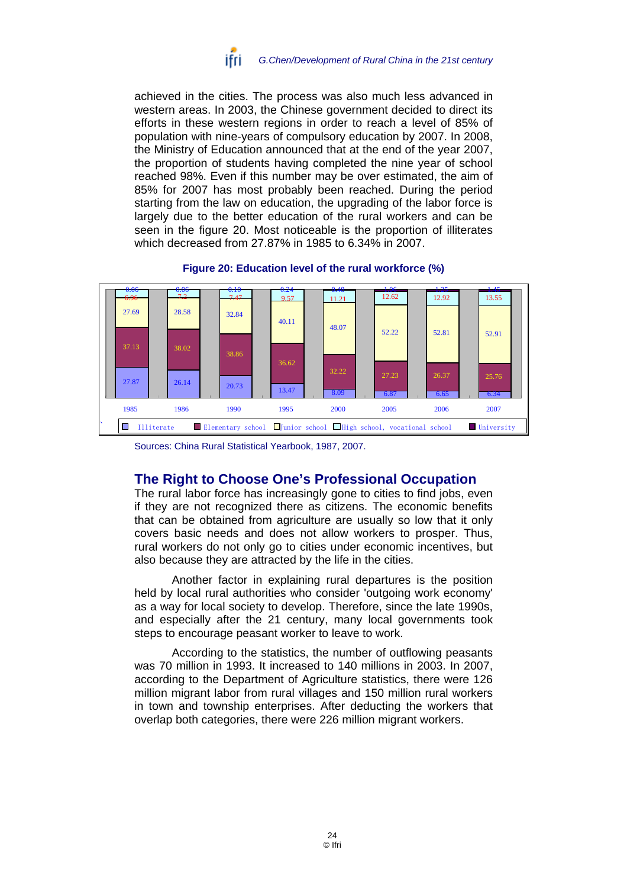achieved in the cities. The process was also much less advanced in western areas. In 2003, the Chinese government decided to direct its efforts in these western regions in order to reach a level of 85% of population with nine-years of compulsory education by 2007. In 2008, the Ministry of Education announced that at the end of the year 2007, the proportion of students having completed the nine year of school reached 98%. Even if this number may be over estimated, the aim of 85% for 2007 has most probably been reached. During the period starting from the law on education, the upgrading of the labor force is largely due to the better education of the rural workers and can be seen in the figure 20. Most noticeable is the proportion of illiterates which decreased from 27.87% in 1985 to 6.34% in 2007.

**Figure 20: Education level of the rural workforce (%)**

| | 1985 | 1986 | 1990 | 1995 | 2000 | 2005 | 2006 | 2007 |
|---|---|---|---|---|---|---|---|---|
| Illiterate | 27.87 | 26.14 | 20.73 | 13.47 | 8.09 | 6.87 | 6.65 | 6.34 |
| Elementary school | 37.13 | 38.02 | 38.86 | 36.62 | 32.22 | 27.23 | 26.37 | 25.76 |
| Junior school | 27.69 | 28.58 | 32.84 | 40.11 | 48.07 | 52.22 | 52.81 | 52.91 |
| High school, vocational school | 6.96 | 7.2 | 7.47 | 9.57 | 11.21 | 12.62 | 12.92 | 13.55 |
| University | 0.35 | 0.06 | 0.10 | 0.24 | 0.41 | 1.06 | 1.25 | 1.45 |

Sources: China Rural Statistical Yearbook, 1987, 2007.

## The Right to Choose One's Professional Occupation

The rural labor force has increasingly gone to cities to find jobs, even if they are not recognized there as citizens. The economic benefits that can be obtained from agriculture are usually so low that it only covers basic needs and does not allow workers to prosper. Thus, rural workers do not only go to cities under economic incentives, but also because they are attracted by the life in the cities.

Another factor in explaining rural departures is the position held by local rural authorities who consider 'outgoing work economy' as a way for local society to develop. Therefore, since the late 1990s, and especially after the 21 century, many local governments took steps to encourage peasant worker to leave to work.

According to the statistics, the number of outflowing peasants was 70 million in 1993. It increased to 140 millions in 2003. In 2007, according to the Department of Agriculture statistics, there were 126 million migrant labor from rural villages and 150 million rural workers in town and township enterprises. After deducting the workers that overlap both categories, there were 226 million migrant workers.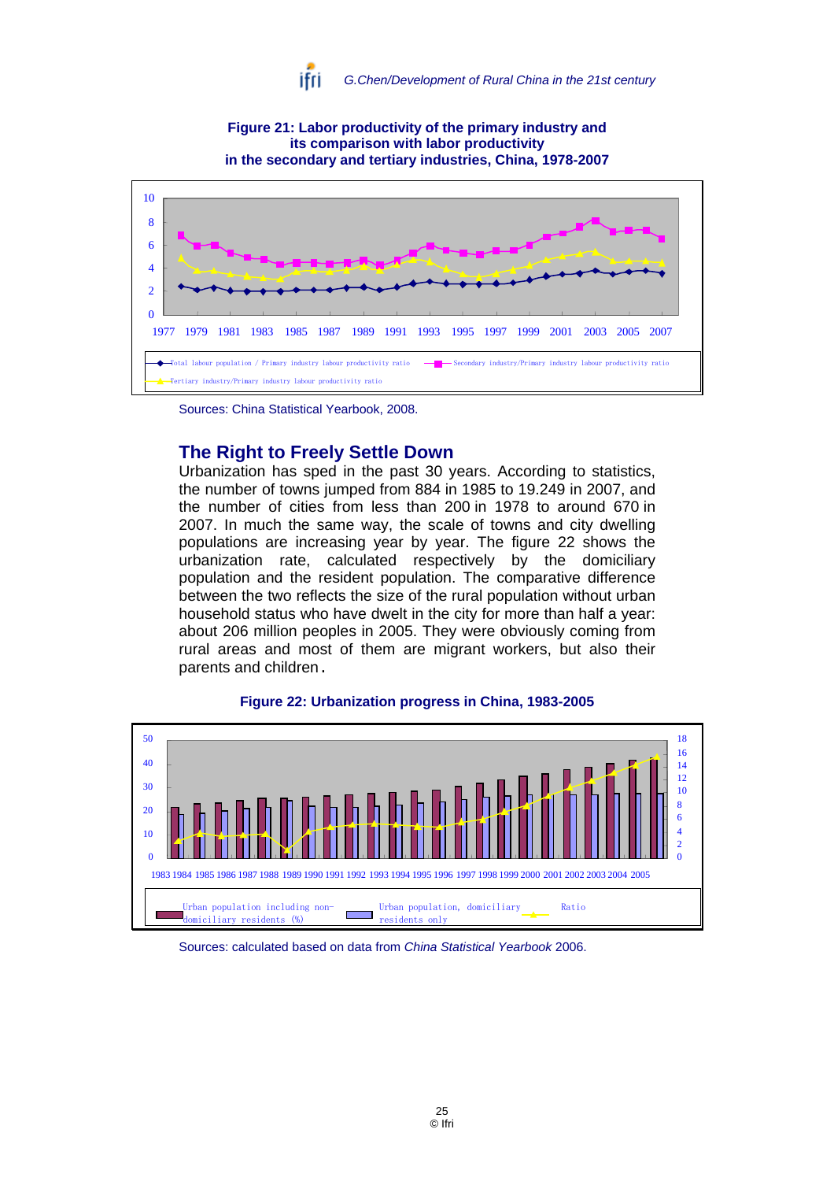**Figure 21: Labor productivity of the primary industry and its comparison with labor productivity in the secondary and tertiary industries, China, 1978-2007**

Sources: China Statistical Yearbook, 2008.

## The Right to Freely Settle Down

Urbanization has sped in the past 30 years. According to statistics, the number of towns jumped from 884 in 1985 to 19.249 in 2007, and the number of cities from less than 200 in 1978 to around 670 in 2007. In much the same way, the scale of towns and city dwelling populations are increasing year by year. The figure 22 shows the urbanization rate, calculated respectively by the domiciliary population and the resident population. The comparative difference between the two reflects the size of the rural population without urban household status who have dwelt in the city for more than half a year: about 206 million peoples in 2005. They were obviously coming from rural areas and most of them are migrant workers, but also their parents and children.

**Figure 22: Urbanization progress in China, 1983-2005**

Sources: calculated based on data from *China Statistical Yearbook* 2006.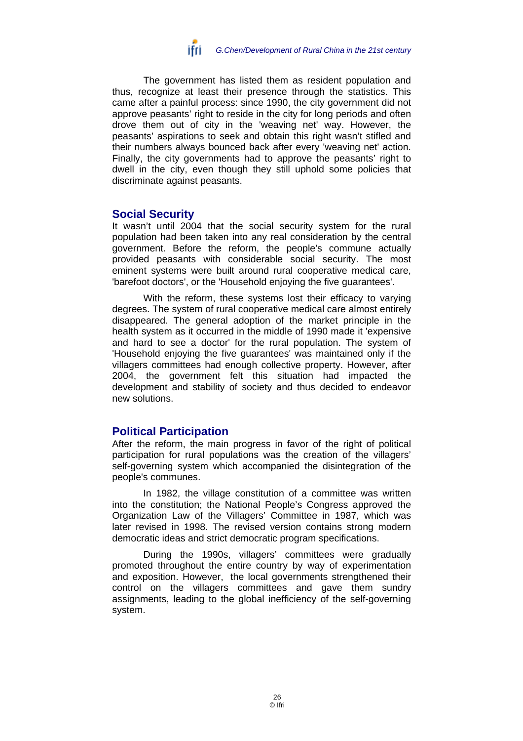The government has listed them as resident population and thus, recognize at least their presence through the statistics. This came after a painful process: since 1990, the city government did not approve peasants' right to reside in the city for long periods and often drove them out of city in the 'weaving net' way. However, the peasants' aspirations to seek and obtain this right wasn't stifled and their numbers always bounced back after every 'weaving net' action. Finally, the city governments had to approve the peasants' right to dwell in the city, even though they still uphold some policies that discriminate against peasants.

## Social Security

It wasn't until 2004 that the social security system for the rural population had been taken into any real consideration by the central government. Before the reform, the people's commune actually provided peasants with considerable social security. The most eminent systems were built around rural cooperative medical care, 'barefoot doctors', or the 'Household enjoying the five guarantees'.

With the reform, these systems lost their efficacy to varying degrees. The system of rural cooperative medical care almost entirely disappeared. The general adoption of the market principle in the health system as it occurred in the middle of 1990 made it 'expensive and hard to see a doctor' for the rural population. The system of 'Household enjoying the five guarantees' was maintained only if the villagers committees had enough collective property. However, after 2004, the government felt this situation had impacted the development and stability of society and thus decided to endeavor new solutions.

## Political Participation

After the reform, the main progress in favor of the right of political participation for rural populations was the creation of the villagers' self-governing system which accompanied the disintegration of the people's communes.

In 1982, the village constitution of a committee was written into the constitution; the National People's Congress approved the Organization Law of the Villagers' Committee in 1987, which was later revised in 1998. The revised version contains strong modern democratic ideas and strict democratic program specifications.

During the 1990s, villagers' committees were gradually promoted throughout the entire country by way of experimentation and exposition. However, the local governments strengthened their control on the villagers committees and gave them sundry assignments, leading to the global inefficiency of the self-governing system.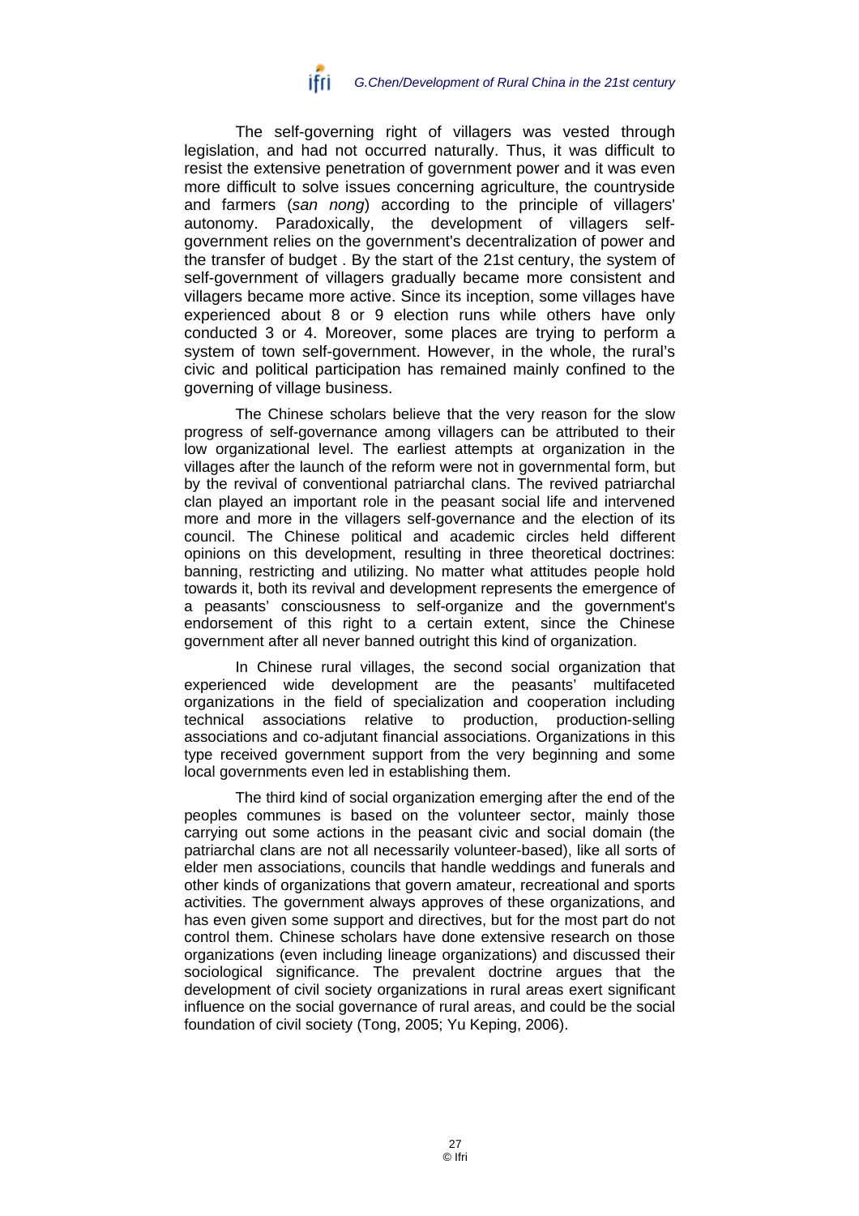The self-governing right of villagers was vested through legislation, and had not occurred naturally. Thus, it was difficult to resist the extensive penetration of government power and it was even more difficult to solve issues concerning agriculture, the countryside and farmers (*san nong*) according to the principle of villagers' autonomy. Paradoxically, the development of villagers self-government relies on the government's decentralization of power and the transfer of budget . By the start of the 21st century, the system of self-government of villagers gradually became more consistent and villagers became more active. Since its inception, some villages have experienced about 8 or 9 election runs while others have only conducted 3 or 4. Moreover, some places are trying to perform a system of town self-government. However, in the whole, the rural's civic and political participation has remained mainly confined to the governing of village business.

The Chinese scholars believe that the very reason for the slow progress of self-governance among villagers can be attributed to their low organizational level. The earliest attempts at organization in the villages after the launch of the reform were not in governmental form, but by the revival of conventional patriarchal clans. The revived patriarchal clan played an important role in the peasant social life and intervened more and more in the villagers self-governance and the election of its council. The Chinese political and academic circles held different opinions on this development, resulting in three theoretical doctrines: banning, restricting and utilizing. No matter what attitudes people hold towards it, both its revival and development represents the emergence of a peasants' consciousness to self-organize and the government's endorsement of this right to a certain extent, since the Chinese government after all never banned outright this kind of organization.

In Chinese rural villages, the second social organization that experienced wide development are the peasants' multifaceted organizations in the field of specialization and cooperation including technical associations relative to production, production-selling associations and co-adjutant financial associations. Organizations in this type received government support from the very beginning and some local governments even led in establishing them.

The third kind of social organization emerging after the end of the peoples communes is based on the volunteer sector, mainly those carrying out some actions in the peasant civic and social domain (the patriarchal clans are not all necessarily volunteer-based), like all sorts of elder men associations, councils that handle weddings and funerals and other kinds of organizations that govern amateur, recreational and sports activities. The government always approves of these organizations, and has even given some support and directives, but for the most part do not control them. Chinese scholars have done extensive research on those organizations (even including lineage organizations) and discussed their sociological significance. The prevalent doctrine argues that the development of civil society organizations in rural areas exert significant influence on the social governance of rural areas, and could be the social foundation of civil society (Tong, 2005; Yu Keping, 2006).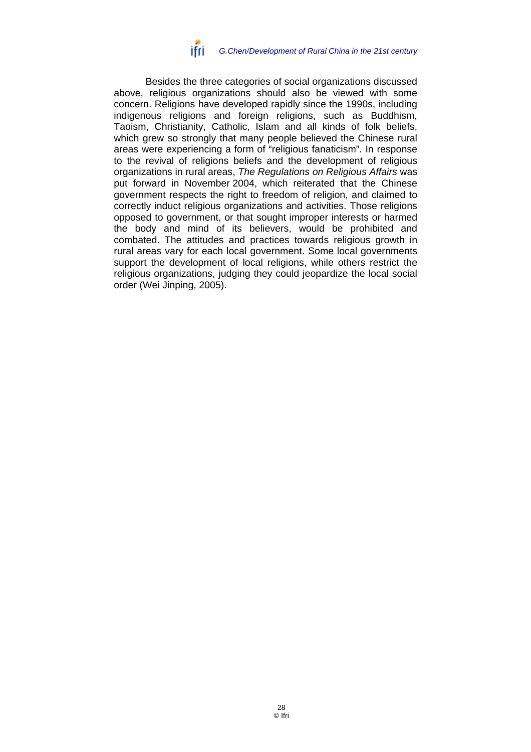Besides the three categories of social organizations discussed above, religious organizations should also be viewed with some concern. Religions have developed rapidly since the 1990s, including indigenous religions and foreign religions, such as Buddhism, Taoism, Christianity, Catholic, Islam and all kinds of folk beliefs, which grew so strongly that many people believed the Chinese rural areas were experiencing a form of "religious fanaticism". In response to the revival of religions beliefs and the development of religious organizations in rural areas, *The Regulations on Religious Affairs* was put forward in November 2004, which reiterated that the Chinese government respects the right to freedom of religion, and claimed to correctly induct religious organizations and activities. Those religions opposed to government, or that sought improper interests or harmed the body and mind of its believers, would be prohibited and combated. The attitudes and practices towards religious growth in rural areas vary for each local government. Some local governments support the development of local religions, while others restrict the religious organizations, judging they could jeopardize the local social order (Wei Jinping, 2005).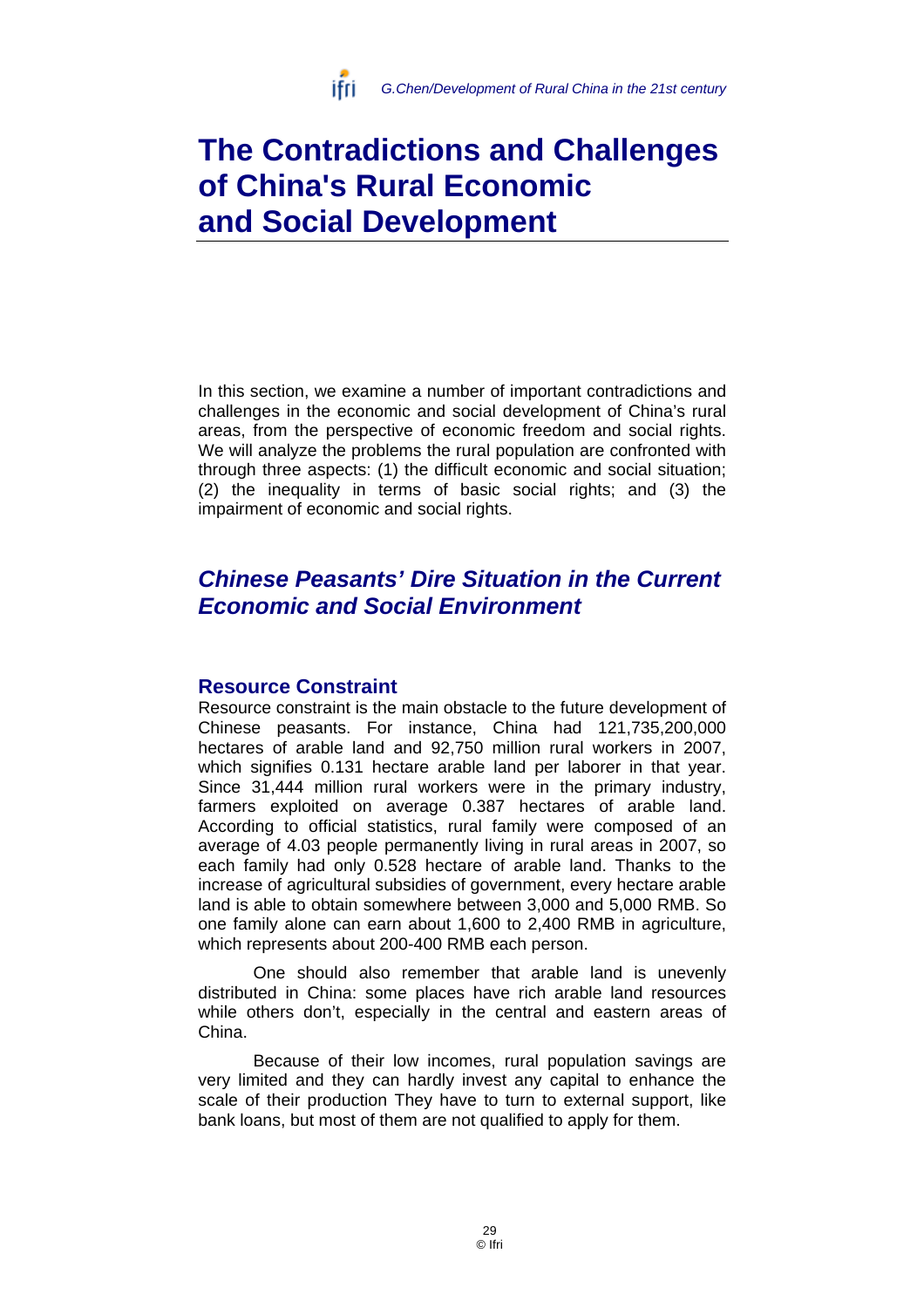# The Contradictions and Challenges of China's Rural Economic and Social Development

In this section, we examine a number of important contradictions and challenges in the economic and social development of China's rural areas, from the perspective of economic freedom and social rights. We will analyze the problems the rural population are confronted with through three aspects: (1) the difficult economic and social situation; (2) the inequality in terms of basic social rights; and (3) the impairment of economic and social rights.

## *Chinese Peasants' Dire Situation in the Current Economic and Social Environment*

### Resource Constraint

Resource constraint is the main obstacle to the future development of Chinese peasants. For instance, China had 121,735,200,000 hectares of arable land and 92,750 million rural workers in 2007, which signifies 0.131 hectare arable land per laborer in that year. Since 31,444 million rural workers were in the primary industry, farmers exploited on average 0.387 hectares of arable land. According to official statistics, rural family were composed of an average of 4.03 people permanently living in rural areas in 2007, so each family had only 0.528 hectare of arable land. Thanks to the increase of agricultural subsidies of government, every hectare arable land is able to obtain somewhere between 3,000 and 5,000 RMB. So one family alone can earn about 1,600 to 2,400 RMB in agriculture, which represents about 200-400 RMB each person.

One should also remember that arable land is unevenly distributed in China: some places have rich arable land resources while others don't, especially in the central and eastern areas of China.

Because of their low incomes, rural population savings are very limited and they can hardly invest any capital to enhance the scale of their production They have to turn to external support, like bank loans, but most of them are not qualified to apply for them.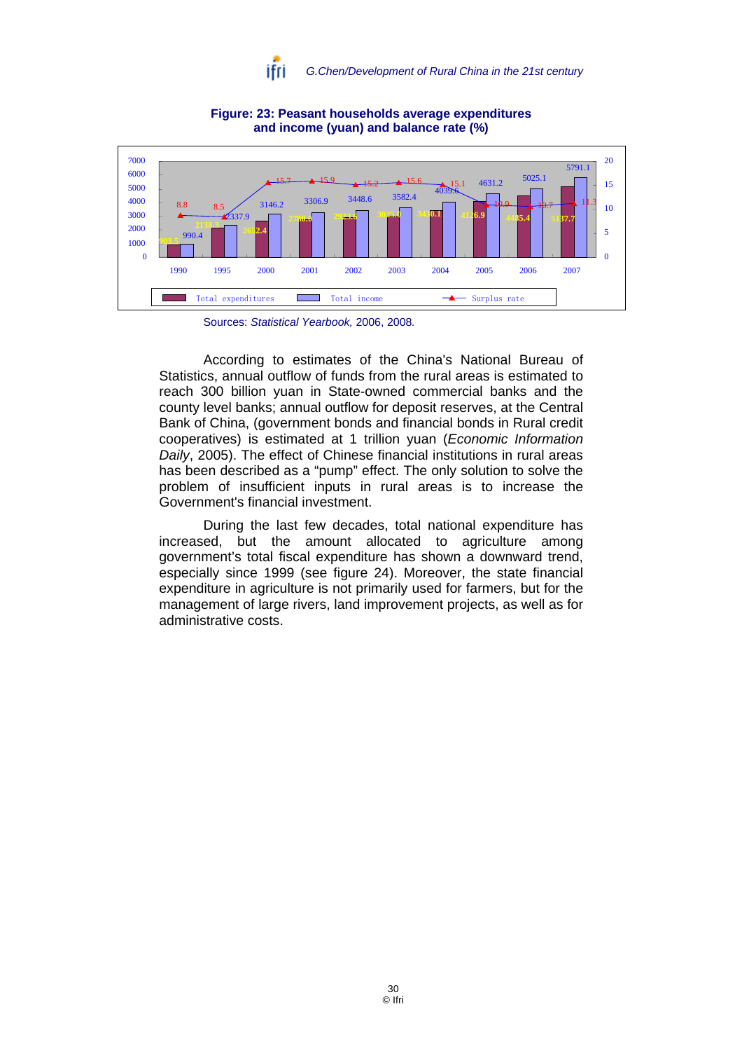**Figure: 23: Peasant households average expenditures and income (yuan) and balance rate (%)**

| Year | Total expenditures | Total income | Surplus rate |
|---|---|---|---|
| 1990 | 903.5 | 990.4 | 8.8 |
| 1995 | 2138.3 | 2337.9 | 8.5 |
| 2000 | 2652.4 | 3146.2 | 15.7 |
| 2001 | 2780.0 | 3306.9 | 15.9 |
| 2002 | 2923.6 | 3448.6 | 15.2 |
| 2003 | 3025.0 | 3582.4 | 15.6 |
| 2004 | 3430.1 | 4039.6 | 15.1 |
| 2005 | 4126.9 | 4631.2 | 10.9 |
| 2006 | 4485.4 | 5025.1 | 10.7 |
| 2007 | 5137.7 | 5791.1 | 11.3 |

Sources: *Statistical Yearbook*, 2006, 2008.

According to estimates of the China's National Bureau of Statistics, annual outflow of funds from the rural areas is estimated to reach 300 billion yuan in State-owned commercial banks and the county level banks; annual outflow for deposit reserves, at the Central Bank of China, (government bonds and financial bonds in Rural credit cooperatives) is estimated at 1 trillion yuan (*Economic Information Daily*, 2005). The effect of Chinese financial institutions in rural areas has been described as a "pump" effect. The only solution to solve the problem of insufficient inputs in rural areas is to increase the Government's financial investment.

During the last few decades, total national expenditure has increased, but the amount allocated to agriculture among government's total fiscal expenditure has shown a downward trend, especially since 1999 (see figure 24). Moreover, the state financial expenditure in agriculture is not primarily used for farmers, but for the management of large rivers, land improvement projects, as well as for administrative costs.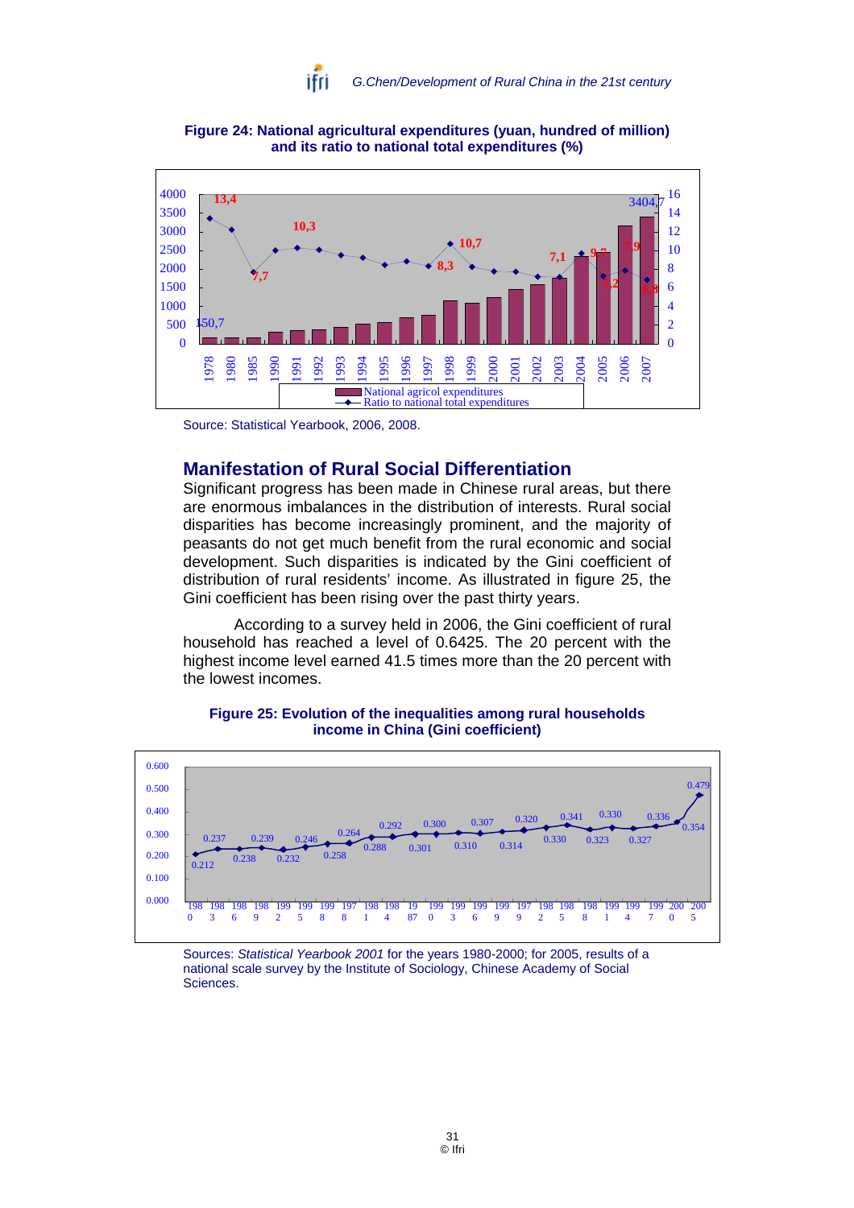**Figure 24: National agricultural expenditures (yuan, hundred of million) and its ratio to national total expenditures (%)**

Source: Statistical Yearbook, 2006, 2008.

## Manifestation of Rural Social Differentiation

Significant progress has been made in Chinese rural areas, but there are enormous imbalances in the distribution of interests. Rural social disparities has become increasingly prominent, and the majority of peasants do not get much benefit from the rural economic and social development. Such disparities is indicated by the Gini coefficient of distribution of rural residents' income. As illustrated in figure 25, the Gini coefficient has been rising over the past thirty years.

According to a survey held in 2006, the Gini coefficient of rural household has reached a level of 0.6425. The 20 percent with the highest income level earned 41.5 times more than the 20 percent with the lowest incomes.

**Figure 25: Evolution of the inequalities among rural households income in China (Gini coefficient)**

Sources: *Statistical Yearbook 2001* for the years 1980-2000; for 2005, results of a national scale survey by the Institute of Sociology, Chinese Academy of Social Sciences.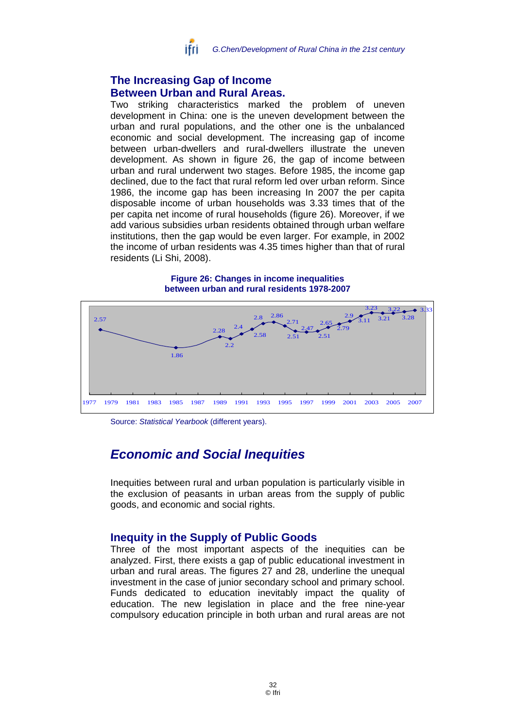## The Increasing Gap of Income Between Urban and Rural Areas.

Two striking characteristics marked the problem of uneven development in China: one is the uneven development between the urban and rural populations, and the other one is the unbalanced economic and social development. The increasing gap of income between urban-dwellers and rural-dwellers illustrate the uneven development. As shown in figure 26, the gap of income between urban and rural underwent two stages. Before 1985, the income gap declined, due to the fact that rural reform led over urban reform. Since 1986, the income gap has been increasing In 2007 the per capita disposable income of urban households was 3.33 times that of the per capita net income of rural households (figure 26). Moreover, if we add various subsidies urban residents obtained through urban welfare institutions, then the gap would be even larger. For example, in 2002 the income of urban residents was 4.35 times higher than that of rural residents (Li Shi, 2008).

**Figure 26: Changes in income inequalities between urban and rural residents 1978-2007**

Source: *Statistical Yearbook* (different years).

# *Economic and Social Inequities*

Inequities between rural and urban population is particularly visible in the exclusion of peasants in urban areas from the supply of public goods, and economic and social rights.

## Inequity in the Supply of Public Goods

Three of the most important aspects of the inequities can be analyzed. First, there exists a gap of public educational investment in urban and rural areas. The figures 27 and 28, underline the unequal investment in the case of junior secondary school and primary school. Funds dedicated to education inevitably impact the quality of education. The new legislation in place and the free nine-year compulsory education principle in both urban and rural areas are not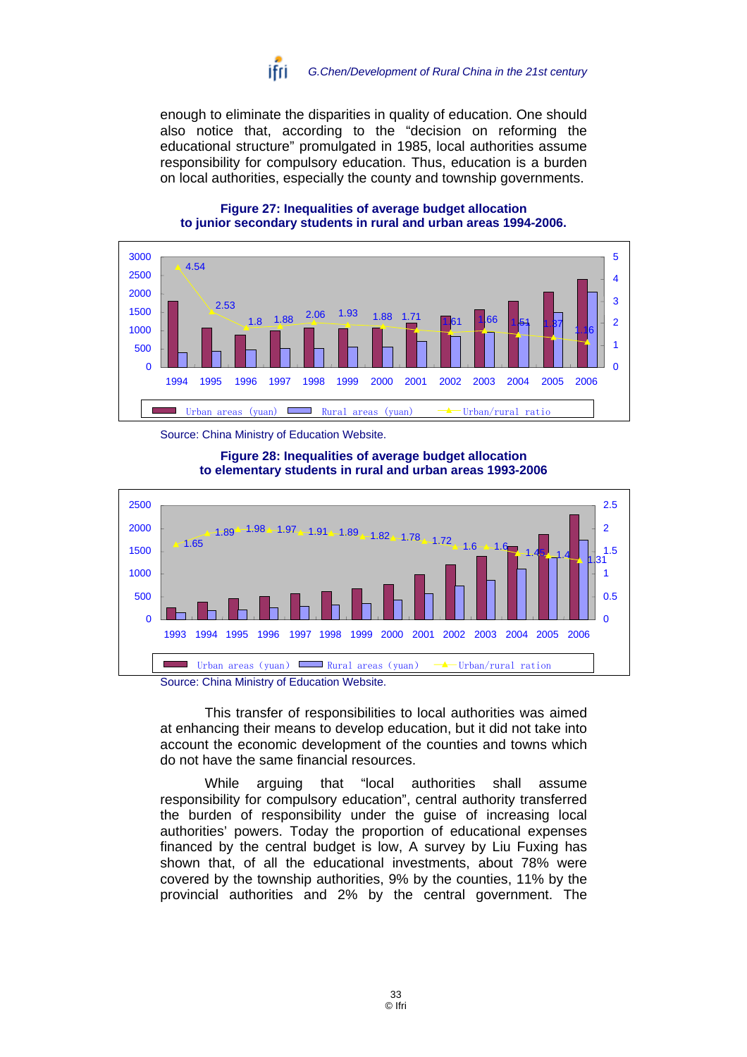enough to eliminate the disparities in quality of education. One should also notice that, according to the "decision on reforming the educational structure" promulgated in 1985, local authorities assume responsibility for compulsory education. Thus, education is a burden on local authorities, especially the county and township governments.

**Figure 27: Inequalities of average budget allocation to junior secondary students in rural and urban areas 1994-2006.**

Source: China Ministry of Education Website.

**Figure 28: Inequalities of average budget allocation to elementary students in rural and urban areas 1993-2006**

Source: China Ministry of Education Website.

This transfer of responsibilities to local authorities was aimed at enhancing their means to develop education, but it did not take into account the economic development of the counties and towns which do not have the same financial resources.

While arguing that "local authorities shall assume responsibility for compulsory education", central authority transferred the burden of responsibility under the guise of increasing local authorities' powers. Today the proportion of educational expenses financed by the central budget is low, A survey by Liu Fuxing has shown that, of all the educational investments, about 78% were covered by the township authorities, 9% by the counties, 11% by the provincial authorities and 2% by the central government. The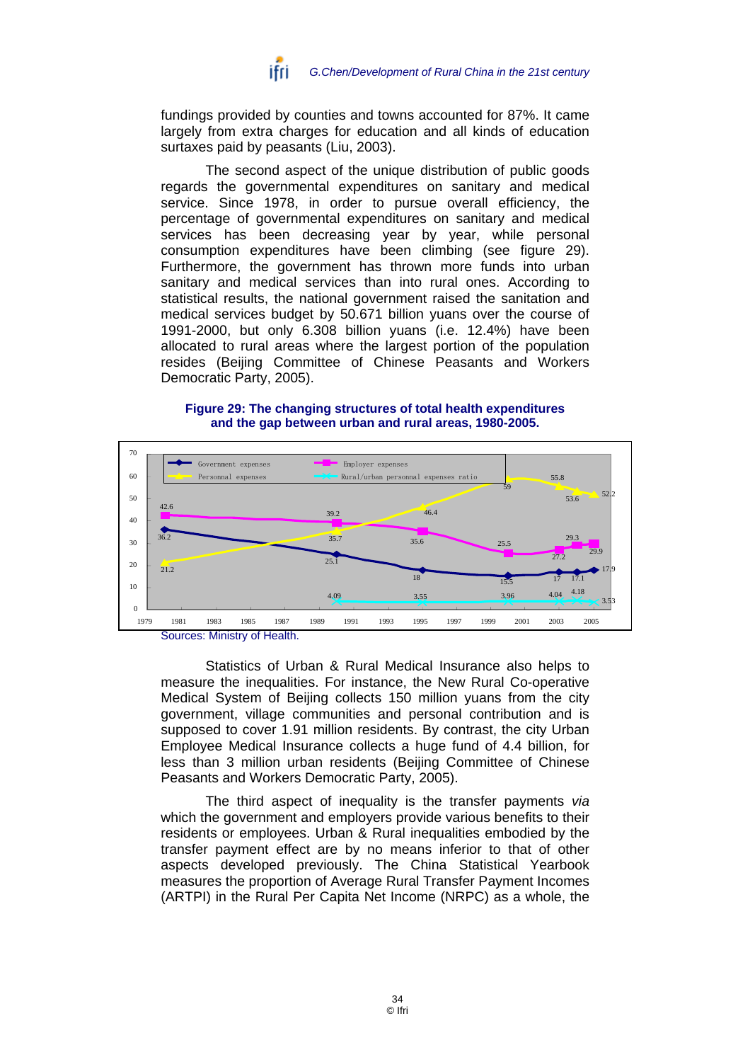fundings provided by counties and towns accounted for 87%. It came largely from extra charges for education and all kinds of education surtaxes paid by peasants (Liu, 2003).

The second aspect of the unique distribution of public goods regards the governmental expenditures on sanitary and medical service. Since 1978, in order to pursue overall efficiency, the percentage of governmental expenditures on sanitary and medical services has been decreasing year by year, while personal consumption expenditures have been climbing (see figure 29). Furthermore, the government has thrown more funds into urban sanitary and medical services than into rural ones. According to statistical results, the national government raised the sanitation and medical services budget by 50.671 billion yuans over the course of 1991-2000, but only 6.308 billion yuans (i.e. 12.4%) have been allocated to rural areas where the largest portion of the population resides (Beijing Committee of Chinese Peasants and Workers Democratic Party, 2005).

**Figure 29: The changing structures of total health expenditures and the gap between urban and rural areas, 1980-2005.**

Sources: Ministry of Health.

Statistics of Urban & Rural Medical Insurance also helps to measure the inequalities. For instance, the New Rural Co-operative Medical System of Beijing collects 150 million yuans from the city government, village communities and personal contribution and is supposed to cover 1.91 million residents. By contrast, the city Urban Employee Medical Insurance collects a huge fund of 4.4 billion, for less than 3 million urban residents (Beijing Committee of Chinese Peasants and Workers Democratic Party, 2005).

The third aspect of inequality is the transfer payments *via* which the government and employers provide various benefits to their residents or employees. Urban & Rural inequalities embodied by the transfer payment effect are by no means inferior to that of other aspects developed previously. The China Statistical Yearbook measures the proportion of Average Rural Transfer Payment Incomes (ARTPI) in the Rural Per Capita Net Income (NRPC) as a whole, the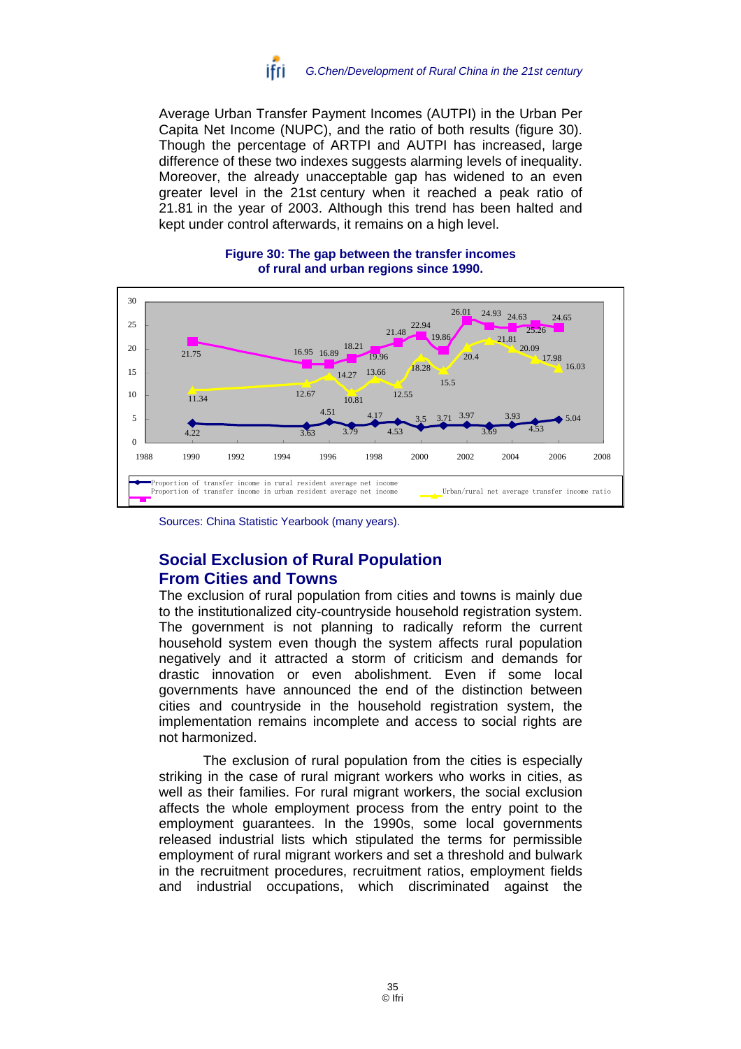Average Urban Transfer Payment Incomes (AUTPI) in the Urban Per Capita Net Income (NUPC), and the ratio of both results (figure 30). Though the percentage of ARTPI and AUTPI has increased, large difference of these two indexes suggests alarming levels of inequality. Moreover, the already unacceptable gap has widened to an even greater level in the 21st century when it reached a peak ratio of 21.81 in the year of 2003. Although this trend has been halted and kept under control afterwards, it remains on a high level.

**Figure 30: The gap between the transfer incomes of rural and urban regions since 1990.**

Sources: China Statistic Yearbook (many years).

## Social Exclusion of Rural Population From Cities and Towns

The exclusion of rural population from cities and towns is mainly due to the institutionalized city-countryside household registration system. The government is not planning to radically reform the current household system even though the system affects rural population negatively and it attracted a storm of criticism and demands for drastic innovation or even abolishment. Even if some local governments have announced the end of the distinction between cities and countryside in the household registration system, the implementation remains incomplete and access to social rights are not harmonized.

The exclusion of rural population from the cities is especially striking in the case of rural migrant workers who works in cities, as well as their families. For rural migrant workers, the social exclusion affects the whole employment process from the entry point to the employment guarantees. In the 1990s, some local governments released industrial lists which stipulated the terms for permissible employment of rural migrant workers and set a threshold and bulwark in the recruitment procedures, recruitment ratios, employment fields and industrial occupations, which discriminated against the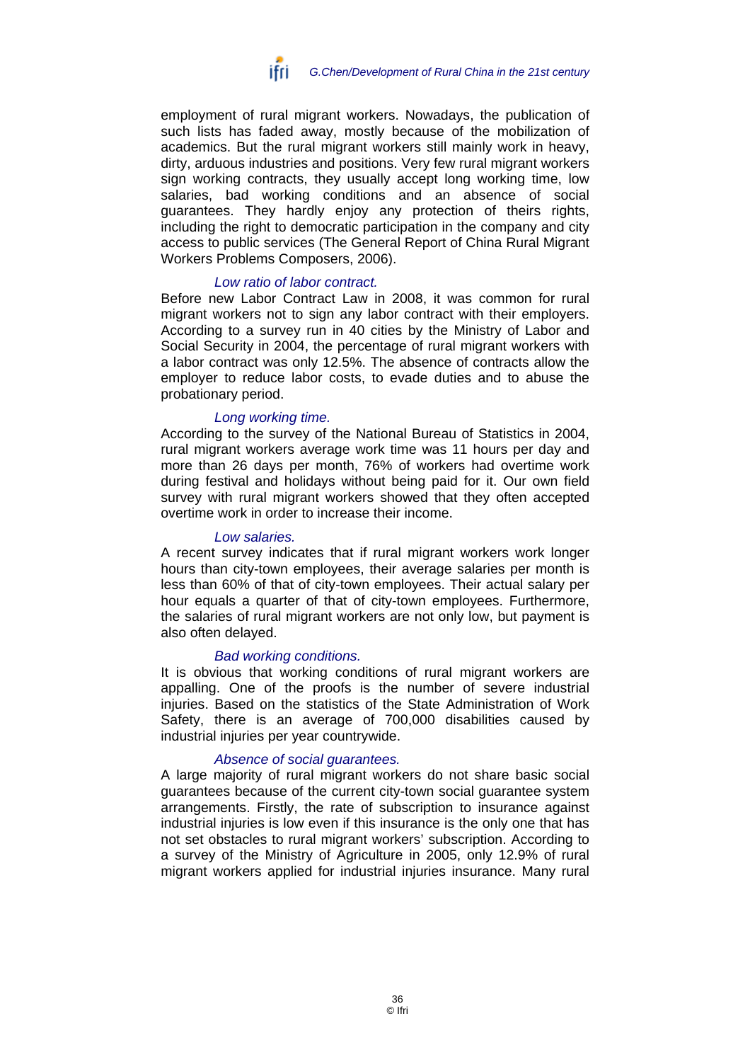employment of rural migrant workers. Nowadays, the publication of such lists has faded away, mostly because of the mobilization of academics. But the rural migrant workers still mainly work in heavy, dirty, arduous industries and positions. Very few rural migrant workers sign working contracts, they usually accept long working time, low salaries, bad working conditions and an absence of social guarantees. They hardly enjoy any protection of theirs rights, including the right to democratic participation in the company and city access to public services (The General Report of China Rural Migrant Workers Problems Composers, 2006).

*Low ratio of labor contract.*

Before new Labor Contract Law in 2008, it was common for rural migrant workers not to sign any labor contract with their employers. According to a survey run in 40 cities by the Ministry of Labor and Social Security in 2004, the percentage of rural migrant workers with a labor contract was only 12.5%. The absence of contracts allow the employer to reduce labor costs, to evade duties and to abuse the probationary period.

*Long working time.*

According to the survey of the National Bureau of Statistics in 2004, rural migrant workers average work time was 11 hours per day and more than 26 days per month, 76% of workers had overtime work during festival and holidays without being paid for it. Our own field survey with rural migrant workers showed that they often accepted overtime work in order to increase their income.

*Low salaries.*

A recent survey indicates that if rural migrant workers work longer hours than city-town employees, their average salaries per month is less than 60% of that of city-town employees. Their actual salary per hour equals a quarter of that of city-town employees. Furthermore, the salaries of rural migrant workers are not only low, but payment is also often delayed.

*Bad working conditions.*

It is obvious that working conditions of rural migrant workers are appalling. One of the proofs is the number of severe industrial injuries. Based on the statistics of the State Administration of Work Safety, there is an average of 700,000 disabilities caused by industrial injuries per year countrywide.

*Absence of social guarantees.*

A large majority of rural migrant workers do not share basic social guarantees because of the current city-town social guarantee system arrangements. Firstly, the rate of subscription to insurance against industrial injuries is low even if this insurance is the only one that has not set obstacles to rural migrant workers' subscription. According to a survey of the Ministry of Agriculture in 2005, only 12.9% of rural migrant workers applied for industrial injuries insurance. Many rural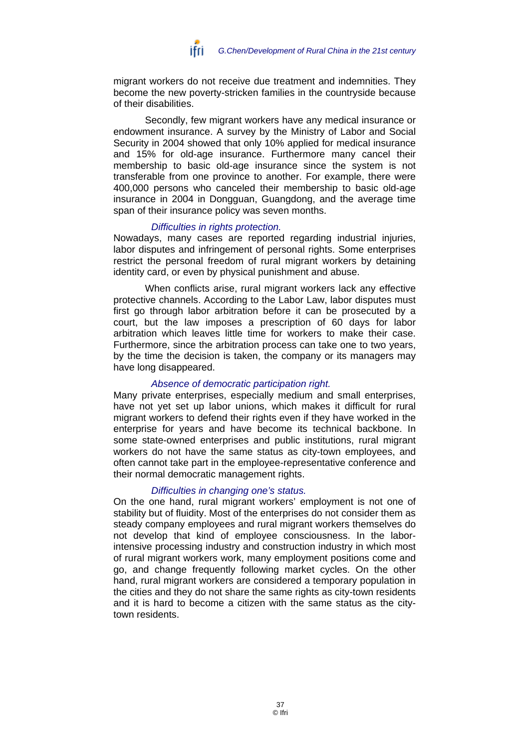migrant workers do not receive due treatment and indemnities. They become the new poverty-stricken families in the countryside because of their disabilities.

Secondly, few migrant workers have any medical insurance or endowment insurance. A survey by the Ministry of Labor and Social Security in 2004 showed that only 10% applied for medical insurance and 15% for old-age insurance. Furthermore many cancel their membership to basic old-age insurance since the system is not transferable from one province to another. For example, there were 400,000 persons who canceled their membership to basic old-age insurance in 2004 in Dongguan, Guangdong, and the average time span of their insurance policy was seven months.

*Difficulties in rights protection.*

Nowadays, many cases are reported regarding industrial injuries, labor disputes and infringement of personal rights. Some enterprises restrict the personal freedom of rural migrant workers by detaining identity card, or even by physical punishment and abuse.

When conflicts arise, rural migrant workers lack any effective protective channels. According to the Labor Law, labor disputes must first go through labor arbitration before it can be prosecuted by a court, but the law imposes a prescription of 60 days for labor arbitration which leaves little time for workers to make their case. Furthermore, since the arbitration process can take one to two years, by the time the decision is taken, the company or its managers may have long disappeared.

*Absence of democratic participation right.*

Many private enterprises, especially medium and small enterprises, have not yet set up labor unions, which makes it difficult for rural migrant workers to defend their rights even if they have worked in the enterprise for years and have become its technical backbone. In some state-owned enterprises and public institutions, rural migrant workers do not have the same status as city-town employees, and often cannot take part in the employee-representative conference and their normal democratic management rights.

*Difficulties in changing one's status.*

On the one hand, rural migrant workers' employment is not one of stability but of fluidity. Most of the enterprises do not consider them as steady company employees and rural migrant workers themselves do not develop that kind of employee consciousness. In the labor-intensive processing industry and construction industry in which most of rural migrant workers work, many employment positions come and go, and change frequently following market cycles. On the other hand, rural migrant workers are considered a temporary population in the cities and they do not share the same rights as city-town residents and it is hard to become a citizen with the same status as the city-town residents.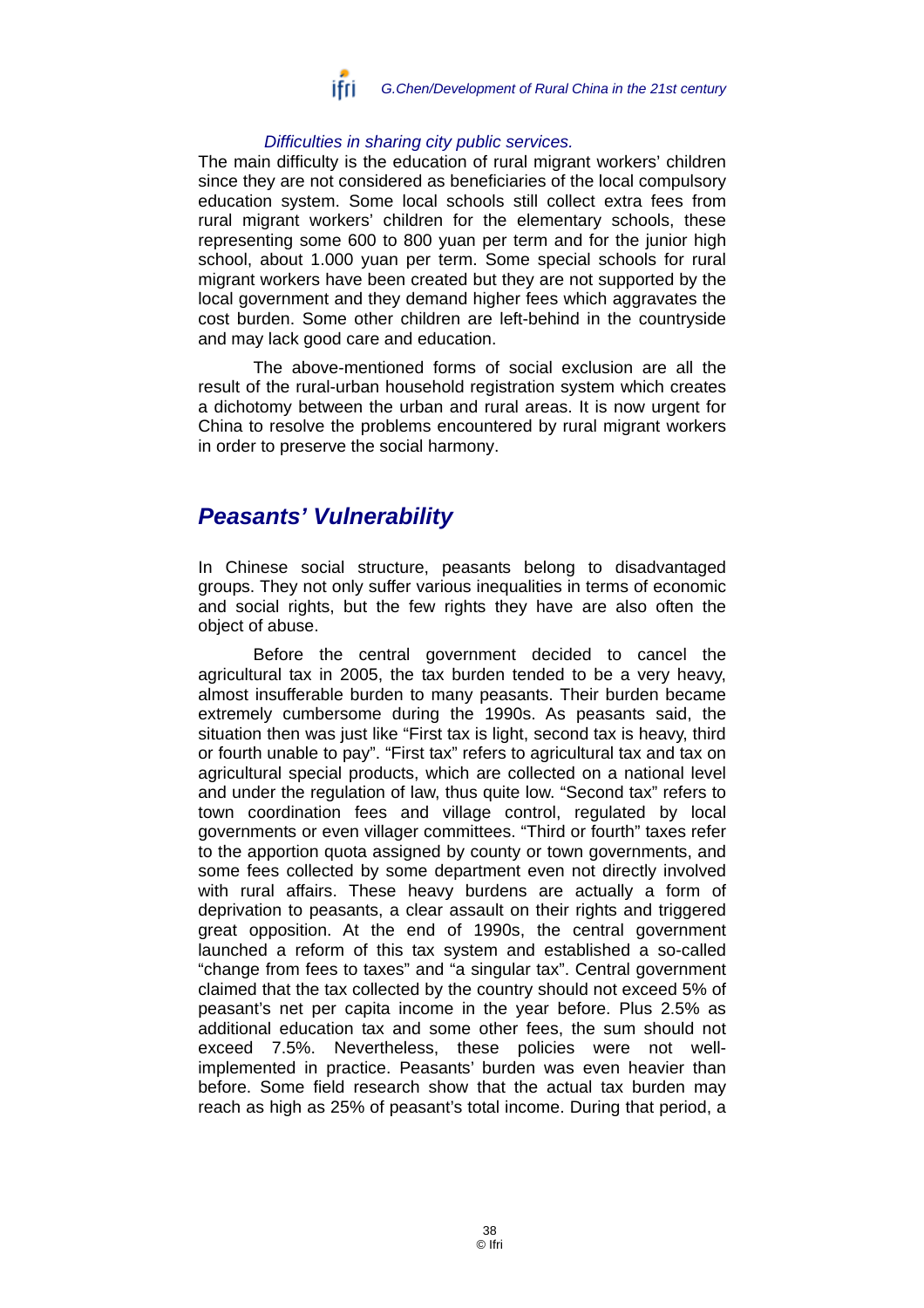*Difficulties in sharing city public services.*

The main difficulty is the education of rural migrant workers' children since they are not considered as beneficiaries of the local compulsory education system. Some local schools still collect extra fees from rural migrant workers' children for the elementary schools, these representing some 600 to 800 yuan per term and for the junior high school, about 1.000 yuan per term. Some special schools for rural migrant workers have been created but they are not supported by the local government and they demand higher fees which aggravates the cost burden. Some other children are left-behind in the countryside and may lack good care and education.

The above-mentioned forms of social exclusion are all the result of the rural-urban household registration system which creates a dichotomy between the urban and rural areas. It is now urgent for China to resolve the problems encountered by rural migrant workers in order to preserve the social harmony.

## *Peasants' Vulnerability*

In Chinese social structure, peasants belong to disadvantaged groups. They not only suffer various inequalities in terms of economic and social rights, but the few rights they have are also often the object of abuse.

Before the central government decided to cancel the agricultural tax in 2005, the tax burden tended to be a very heavy, almost insufferable burden to many peasants. Their burden became extremely cumbersome during the 1990s. As peasants said, the situation then was just like "First tax is light, second tax is heavy, third or fourth unable to pay". "First tax" refers to agricultural tax and tax on agricultural special products, which are collected on a national level and under the regulation of law, thus quite low. "Second tax" refers to town coordination fees and village control, regulated by local governments or even villager committees. "Third or fourth" taxes refer to the apportion quota assigned by county or town governments, and some fees collected by some department even not directly involved with rural affairs. These heavy burdens are actually a form of deprivation to peasants, a clear assault on their rights and triggered great opposition. At the end of 1990s, the central government launched a reform of this tax system and established a so-called "change from fees to taxes" and "a singular tax". Central government claimed that the tax collected by the country should not exceed 5% of peasant's net per capita income in the year before. Plus 2.5% as additional education tax and some other fees, the sum should not exceed 7.5%. Nevertheless, these policies were not well-implemented in practice. Peasants' burden was even heavier than before. Some field research show that the actual tax burden may reach as high as 25% of peasant's total income. During that period, a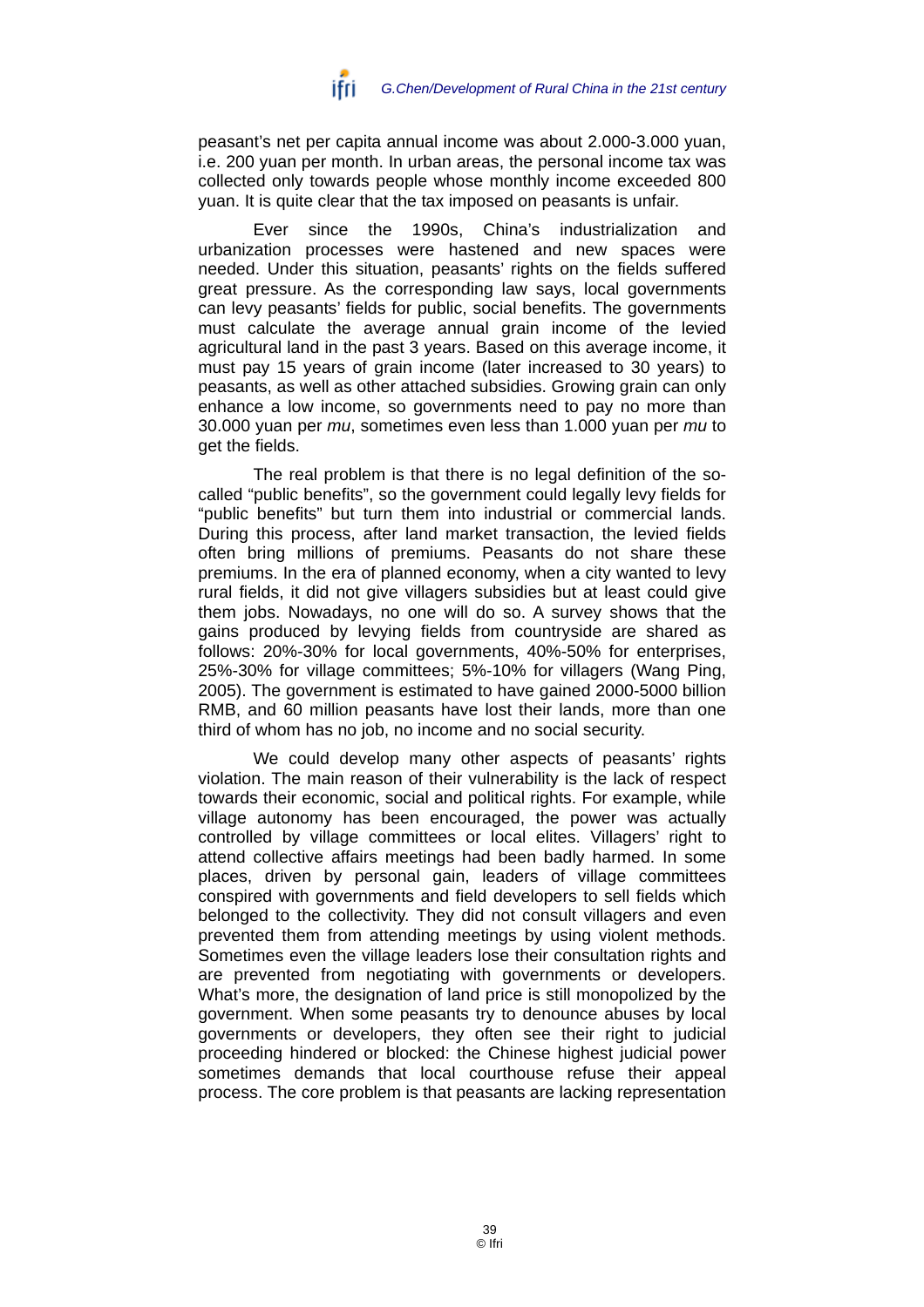peasant's net per capita annual income was about 2.000-3.000 yuan, i.e. 200 yuan per month. In urban areas, the personal income tax was collected only towards people whose monthly income exceeded 800 yuan. It is quite clear that the tax imposed on peasants is unfair.

Ever since the 1990s, China's industrialization and urbanization processes were hastened and new spaces were needed. Under this situation, peasants' rights on the fields suffered great pressure. As the corresponding law says, local governments can levy peasants' fields for public, social benefits. The governments must calculate the average annual grain income of the levied agricultural land in the past 3 years. Based on this average income, it must pay 15 years of grain income (later increased to 30 years) to peasants, as well as other attached subsidies. Growing grain can only enhance a low income, so governments need to pay no more than 30.000 yuan per *mu*, sometimes even less than 1.000 yuan per *mu* to get the fields.

The real problem is that there is no legal definition of the so-called "public benefits", so the government could legally levy fields for "public benefits" but turn them into industrial or commercial lands. During this process, after land market transaction, the levied fields often bring millions of premiums. Peasants do not share these premiums. In the era of planned economy, when a city wanted to levy rural fields, it did not give villagers subsidies but at least could give them jobs. Nowadays, no one will do so. A survey shows that the gains produced by levying fields from countryside are shared as follows: 20%-30% for local governments, 40%-50% for enterprises, 25%-30% for village committees; 5%-10% for villagers (Wang Ping, 2005). The government is estimated to have gained 2000-5000 billion RMB, and 60 million peasants have lost their lands, more than one third of whom has no job, no income and no social security.

We could develop many other aspects of peasants' rights violation. The main reason of their vulnerability is the lack of respect towards their economic, social and political rights. For example, while village autonomy has been encouraged, the power was actually controlled by village committees or local elites. Villagers' right to attend collective affairs meetings had been badly harmed. In some places, driven by personal gain, leaders of village committees conspired with governments and field developers to sell fields which belonged to the collectivity. They did not consult villagers and even prevented them from attending meetings by using violent methods. Sometimes even the village leaders lose their consultation rights and are prevented from negotiating with governments or developers. What's more, the designation of land price is still monopolized by the government. When some peasants try to denounce abuses by local governments or developers, they often see their right to judicial proceeding hindered or blocked: the Chinese highest judicial power sometimes demands that local courthouse refuse their appeal process. The core problem is that peasants are lacking representation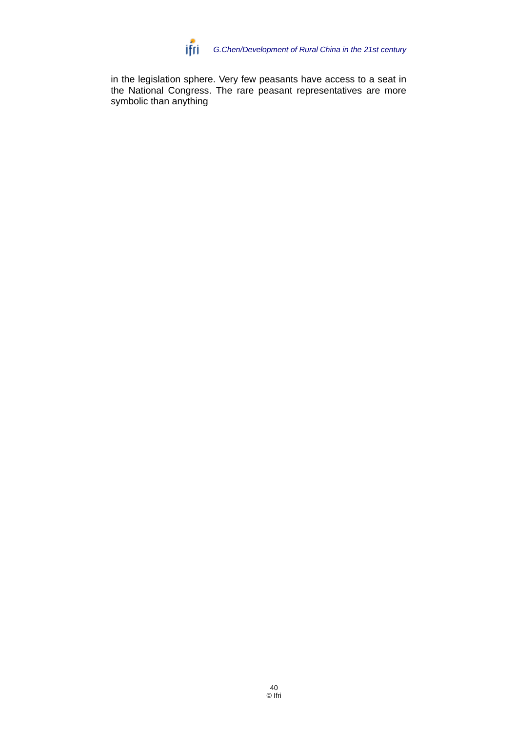in the legislation sphere. Very few peasants have access to a seat in the National Congress. The rare peasant representatives are more symbolic than anything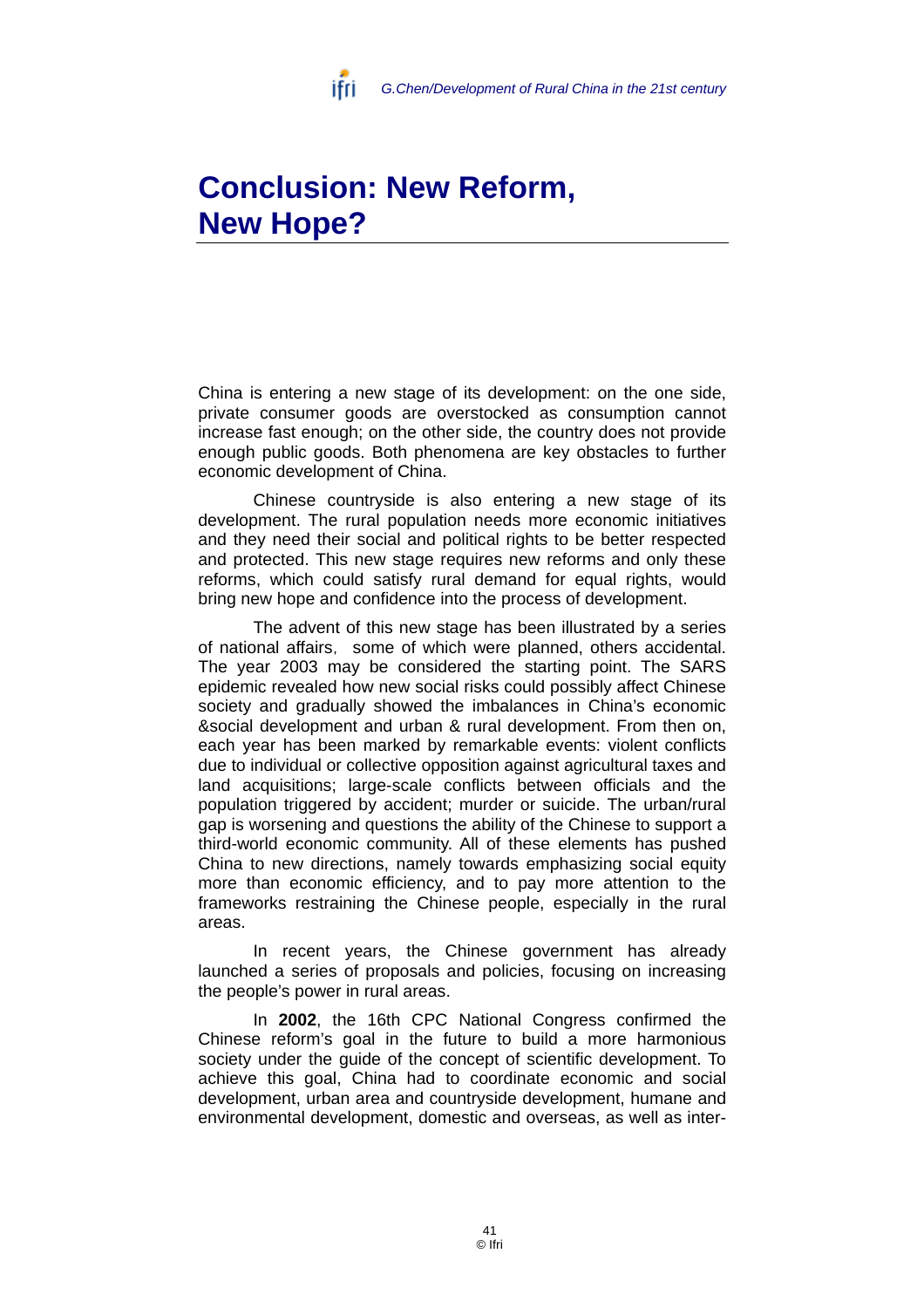# Conclusion: New Reform, New Hope?

China is entering a new stage of its development: on the one side, private consumer goods are overstocked as consumption cannot increase fast enough; on the other side, the country does not provide enough public goods. Both phenomena are key obstacles to further economic development of China.

Chinese countryside is also entering a new stage of its development. The rural population needs more economic initiatives and they need their social and political rights to be better respected and protected. This new stage requires new reforms and only these reforms, which could satisfy rural demand for equal rights, would bring new hope and confidence into the process of development.

The advent of this new stage has been illustrated by a series of national affairs, some of which were planned, others accidental. The year 2003 may be considered the starting point. The SARS epidemic revealed how new social risks could possibly affect Chinese society and gradually showed the imbalances in China's economic &social development and urban & rural development. From then on, each year has been marked by remarkable events: violent conflicts due to individual or collective opposition against agricultural taxes and land acquisitions; large-scale conflicts between officials and the population triggered by accident; murder or suicide. The urban/rural gap is worsening and questions the ability of the Chinese to support a third-world economic community. All of these elements has pushed China to new directions, namely towards emphasizing social equity more than economic efficiency, and to pay more attention to the frameworks restraining the Chinese people, especially in the rural areas.

In recent years, the Chinese government has already launched a series of proposals and policies, focusing on increasing the people's power in rural areas.

In **2002**, the 16th CPC National Congress confirmed the Chinese reform's goal in the future to build a more harmonious society under the guide of the concept of scientific development. To achieve this goal, China had to coordinate economic and social development, urban area and countryside development, humane and environmental development, domestic and overseas, as well as inter-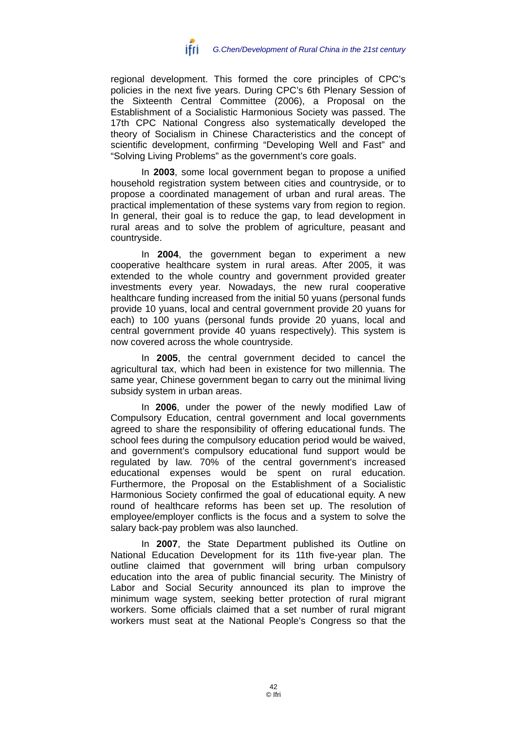regional development. This formed the core principles of CPC's policies in the next five years. During CPC's 6th Plenary Session of the Sixteenth Central Committee (2006), a Proposal on the Establishment of a Socialistic Harmonious Society was passed. The 17th CPC National Congress also systematically developed the theory of Socialism in Chinese Characteristics and the concept of scientific development, confirming "Developing Well and Fast" and "Solving Living Problems" as the government's core goals.

In **2003**, some local government began to propose a unified household registration system between cities and countryside, or to propose a coordinated management of urban and rural areas. The practical implementation of these systems vary from region to region. In general, their goal is to reduce the gap, to lead development in rural areas and to solve the problem of agriculture, peasant and countryside.

In **2004**, the government began to experiment a new cooperative healthcare system in rural areas. After 2005, it was extended to the whole country and government provided greater investments every year. Nowadays, the new rural cooperative healthcare funding increased from the initial 50 yuans (personal funds provide 10 yuans, local and central government provide 20 yuans for each) to 100 yuans (personal funds provide 20 yuans, local and central government provide 40 yuans respectively). This system is now covered across the whole countryside.

In **2005**, the central government decided to cancel the agricultural tax, which had been in existence for two millennia. The same year, Chinese government began to carry out the minimal living subsidy system in urban areas.

In **2006**, under the power of the newly modified Law of Compulsory Education, central government and local governments agreed to share the responsibility of offering educational funds. The school fees during the compulsory education period would be waived, and government's compulsory educational fund support would be regulated by law. 70% of the central government's increased educational expenses would be spent on rural education. Furthermore, the Proposal on the Establishment of a Socialistic Harmonious Society confirmed the goal of educational equity. A new round of healthcare reforms has been set up. The resolution of employee/employer conflicts is the focus and a system to solve the salary back-pay problem was also launched.

In **2007**, the State Department published its Outline on National Education Development for its 11th five-year plan. The outline claimed that government will bring urban compulsory education into the area of public financial security. The Ministry of Labor and Social Security announced its plan to improve the minimum wage system, seeking better protection of rural migrant workers. Some officials claimed that a set number of rural migrant workers must seat at the National People's Congress so that the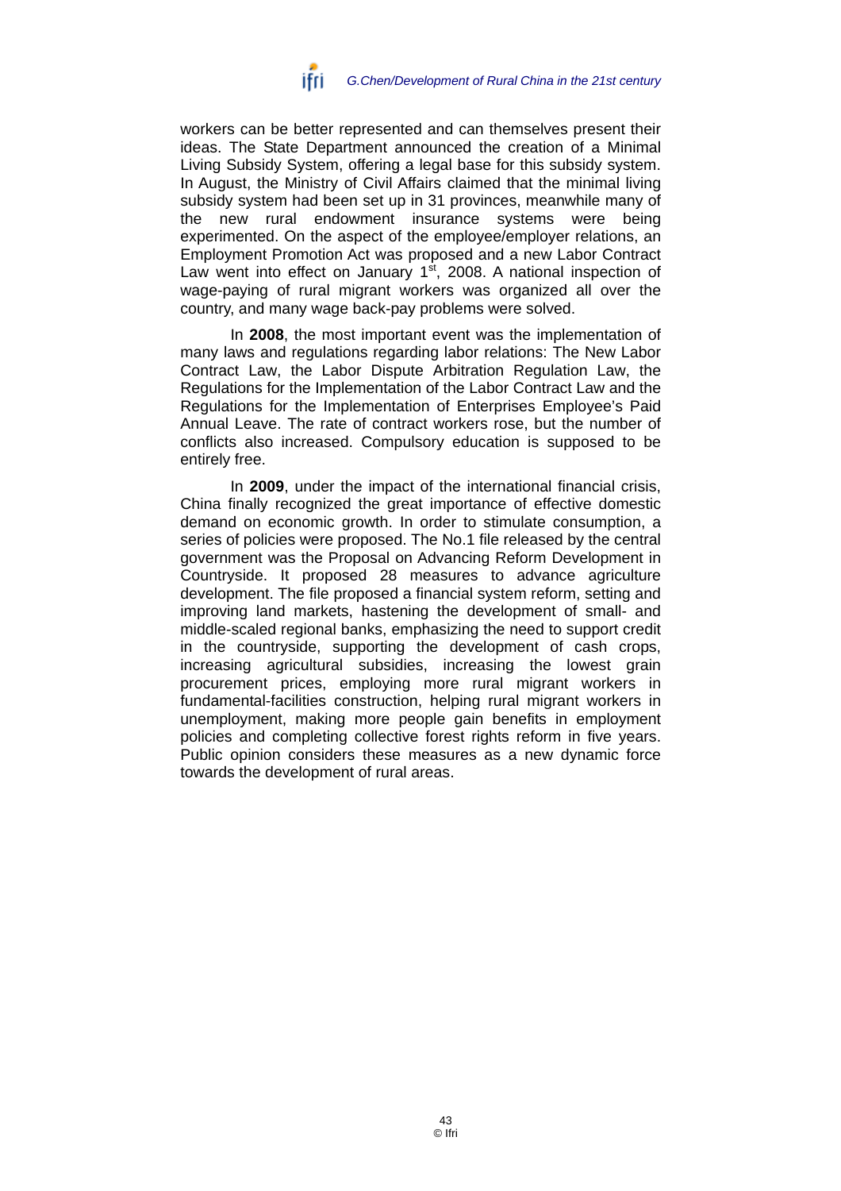workers can be better represented and can themselves present their ideas. The State Department announced the creation of a Minimal Living Subsidy System, offering a legal base for this subsidy system. In August, the Ministry of Civil Affairs claimed that the minimal living subsidy system had been set up in 31 provinces, meanwhile many of the new rural endowment insurance systems were being experimented. On the aspect of the employee/employer relations, an Employment Promotion Act was proposed and a new Labor Contract Law went into effect on January 1st, 2008. A national inspection of wage-paying of rural migrant workers was organized all over the country, and many wage back-pay problems were solved.

In **2008**, the most important event was the implementation of many laws and regulations regarding labor relations: The New Labor Contract Law, the Labor Dispute Arbitration Regulation Law, the Regulations for the Implementation of the Labor Contract Law and the Regulations for the Implementation of Enterprises Employee's Paid Annual Leave. The rate of contract workers rose, but the number of conflicts also increased. Compulsory education is supposed to be entirely free.

In **2009**, under the impact of the international financial crisis, China finally recognized the great importance of effective domestic demand on economic growth. In order to stimulate consumption, a series of policies were proposed. The No.1 file released by the central government was the Proposal on Advancing Reform Development in Countryside. It proposed 28 measures to advance agriculture development. The file proposed a financial system reform, setting and improving land markets, hastening the development of small- and middle-scaled regional banks, emphasizing the need to support credit in the countryside, supporting the development of cash crops, increasing agricultural subsidies, increasing the lowest grain procurement prices, employing more rural migrant workers in fundamental-facilities construction, helping rural migrant workers in unemployment, making more people gain benefits in employment policies and completing collective forest rights reform in five years. Public opinion considers these measures as a new dynamic force towards the development of rural areas.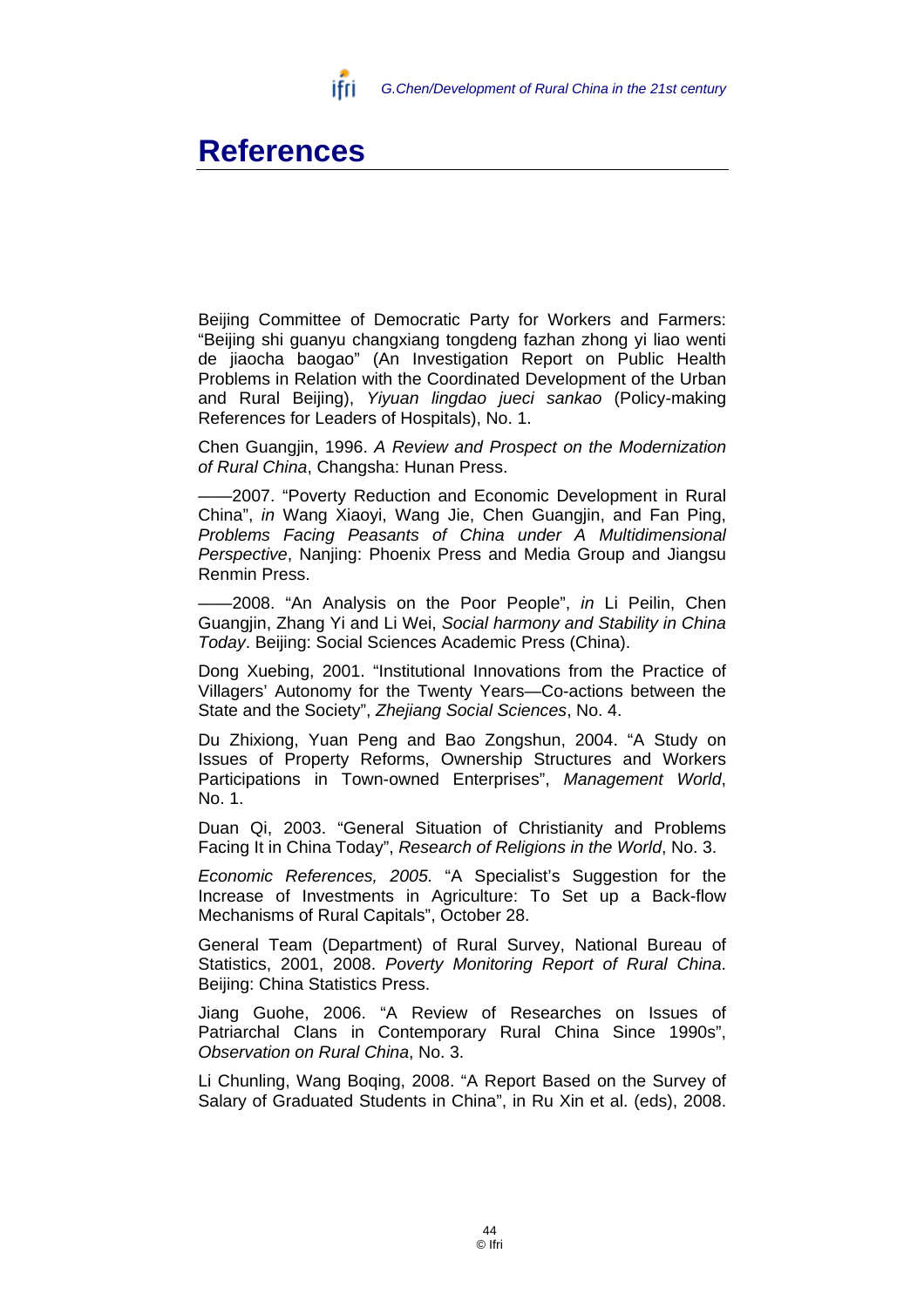# References

Beijing Committee of Democratic Party for Workers and Farmers: "Beijing shi guanyu changxiang tongdeng fazhan zhong yi liao wenti de jiaocha baogao" (An Investigation Report on Public Health Problems in Relation with the Coordinated Development of the Urban and Rural Beijing), *Yiyuan lingdao jueci sankao* (Policy-making References for Leaders of Hospitals), No. 1.

Chen Guangjin, 1996. *A Review and Prospect on the Modernization of Rural China*, Changsha: Hunan Press.

——2007. "Poverty Reduction and Economic Development in Rural China", *in* Wang Xiaoyi, Wang Jie, Chen Guangjin, and Fan Ping, *Problems Facing Peasants of China under A Multidimensional Perspective*, Nanjing: Phoenix Press and Media Group and Jiangsu Renmin Press.

——2008. "An Analysis on the Poor People", *in* Li Peilin, Chen Guangjin, Zhang Yi and Li Wei, *Social harmony and Stability in China Today*. Beijing: Social Sciences Academic Press (China).

Dong Xuebing, 2001. "Institutional Innovations from the Practice of Villagers' Autonomy for the Twenty Years—Co-actions between the State and the Society", *Zhejiang Social Sciences*, No. 4.

Du Zhixiong, Yuan Peng and Bao Zongshun, 2004. "A Study on Issues of Property Reforms, Ownership Structures and Workers Participations in Town-owned Enterprises", *Management World*, No. 1.

Duan Qi, 2003. "General Situation of Christianity and Problems Facing It in China Today", *Research of Religions in the World*, No. 3.

*Economic References, 2005.* "A Specialist's Suggestion for the Increase of Investments in Agriculture: To Set up a Back-flow Mechanisms of Rural Capitals", October 28.

General Team (Department) of Rural Survey, National Bureau of Statistics, 2001, 2008. *Poverty Monitoring Report of Rural China*. Beijing: China Statistics Press.

Jiang Guohe, 2006. "A Review of Researches on Issues of Patriarchal Clans in Contemporary Rural China Since 1990s", *Observation on Rural China*, No. 3.

Li Chunling, Wang Boqing, 2008. "A Report Based on the Survey of Salary of Graduated Students in China", in Ru Xin et al. (eds), 2008.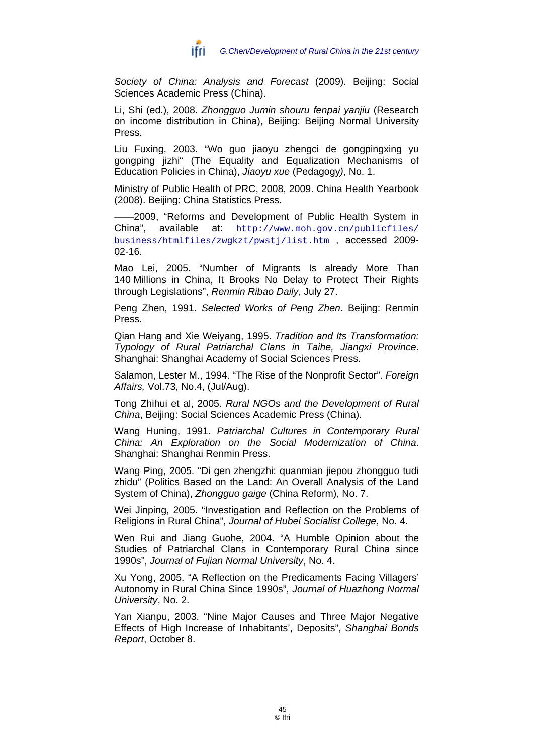*Society of China: Analysis and Forecast* (2009). Beijing: Social Sciences Academic Press (China).

Li, Shi (ed.), 2008. *Zhongguo Jumin shouru fenpai yanjiu* (Research on income distribution in China), Beijing: Beijing Normal University Press.

Liu Fuxing, 2003. "Wo guo jiaoyu zhengci de gongpingxing yu gongping jizhi" (The Equality and Equalization Mechanisms of Education Policies in China), *Jiaoyu xue* (Pedagogy*)*, No. 1.

Ministry of Public Health of PRC, 2008, 2009. China Health Yearbook (2008). Beijing: China Statistics Press.

——2009, "Reforms and Development of Public Health System in China", available at: http://www.moh.gov.cn/publicfiles/business/htmlfiles/zwgkzt/pwstj/list.htm , accessed 2009-02-16.

Mao Lei, 2005. "Number of Migrants Is already More Than 140 Millions in China, It Brooks No Delay to Protect Their Rights through Legislations", *Renmin Ribao Daily*, July 27.

Peng Zhen, 1991. *Selected Works of Peng Zhen*. Beijing: Renmin Press.

Qian Hang and Xie Weiyang, 1995. *Tradition and Its Transformation: Typology of Rural Patriarchal Clans in Taihe, Jiangxi Province*. Shanghai: Shanghai Academy of Social Sciences Press.

Salamon, Lester M., 1994. "The Rise of the Nonprofit Sector". *Foreign Affairs,* Vol.73, No.4, (Jul/Aug).

Tong Zhihui et al, 2005. *Rural NGOs and the Development of Rural China*, Beijing: Social Sciences Academic Press (China).

Wang Huning, 1991. *Patriarchal Cultures in Contemporary Rural China: An Exploration on the Social Modernization of China*. Shanghai: Shanghai Renmin Press.

Wang Ping, 2005. "Di gen zhengzhi: quanmian jiepou zhongguo tudi zhidu" (Politics Based on the Land: An Overall Analysis of the Land System of China), *Zhongguo gaige* (China Reform), No. 7.

Wei Jinping, 2005. "Investigation and Reflection on the Problems of Religions in Rural China", *Journal of Hubei Socialist College*, No. 4.

Wen Rui and Jiang Guohe, 2004. "A Humble Opinion about the Studies of Patriarchal Clans in Contemporary Rural China since 1990s", *Journal of Fujian Normal University*, No. 4.

Xu Yong, 2005. "A Reflection on the Predicaments Facing Villagers' Autonomy in Rural China Since 1990s", *Journal of Huazhong Normal University*, No. 2.

Yan Xianpu, 2003. "Nine Major Causes and Three Major Negative Effects of High Increase of Inhabitants', Deposits", *Shanghai Bonds Report*, October 8.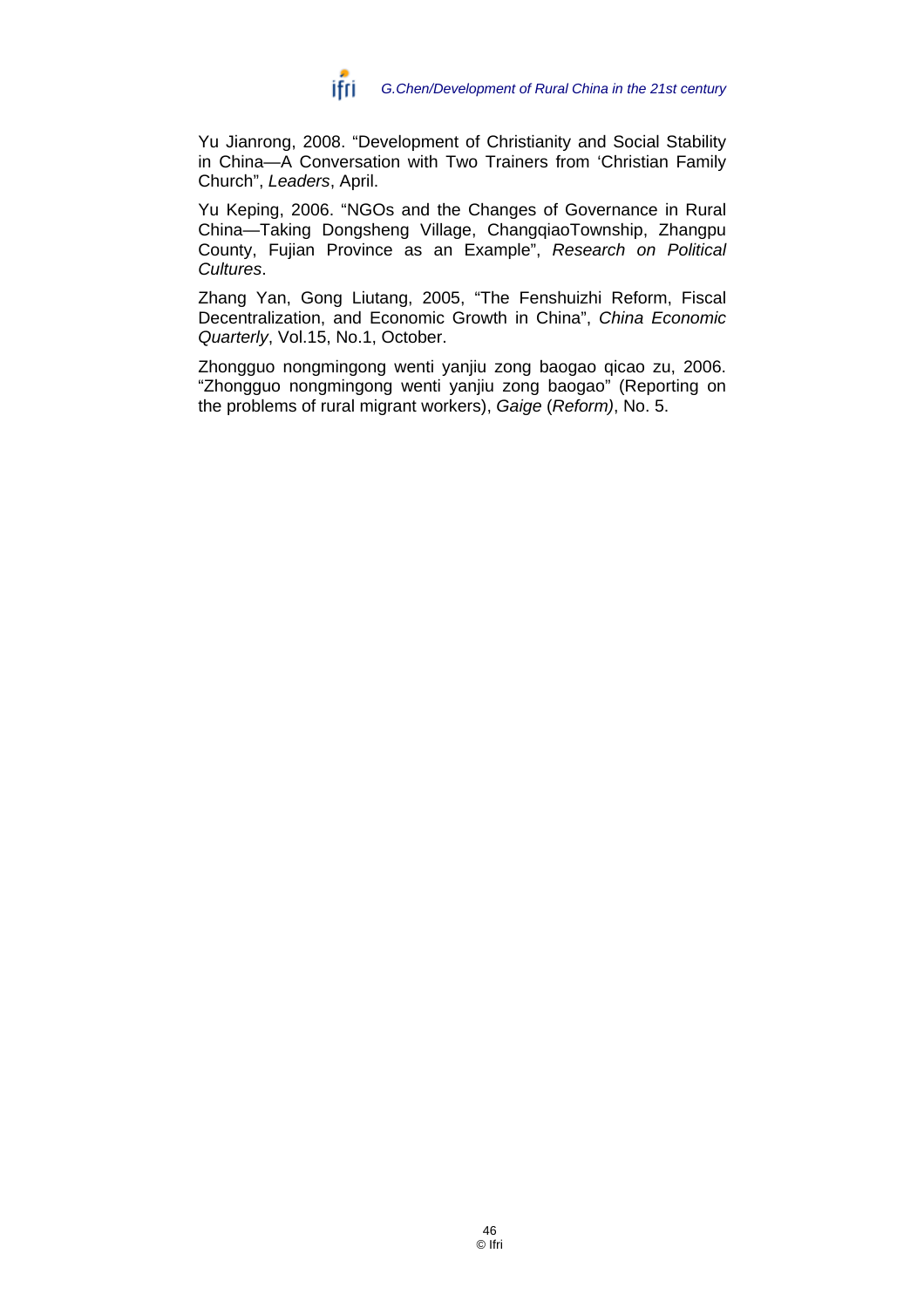Yu Jianrong, 2008. "Development of Christianity and Social Stability in China—A Conversation with Two Trainers from 'Christian Family Church", *Leaders*, April.

Yu Keping, 2006. "NGOs and the Changes of Governance in Rural China—Taking Dongsheng Village, ChangqiaoTownship, Zhangpu County, Fujian Province as an Example", *Research on Political Cultures*.

Zhang Yan, Gong Liutang, 2005, "The Fenshuizhi Reform, Fiscal Decentralization, and Economic Growth in China", *China Economic Quarterly*, Vol.15, No.1, October.

Zhongguo nongmingong wenti yanjiu zong baogao qicao zu, 2006. "Zhongguo nongmingong wenti yanjiu zong baogao" (Reporting on the problems of rural migrant workers), *Gaige* (*Reform)*, No. 5.